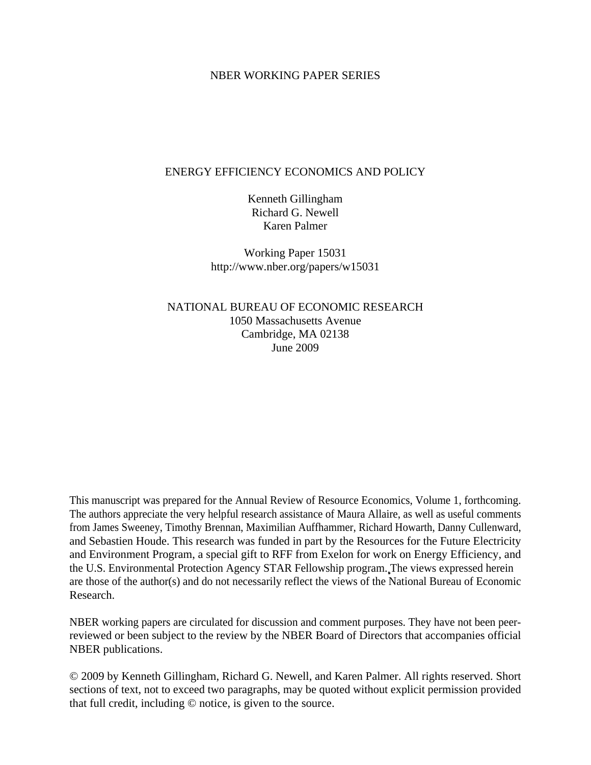NBER WORKING PAPER SERIES

# ENERGY EFFICIENCY ECONOMICS AND POLICY

Kenneth Gillingham
Richard G. Newell
Karen Palmer

Working Paper 15031
http://www.nber.org/papers/w15031

NATIONAL BUREAU OF ECONOMIC RESEARCH
1050 Massachusetts Avenue
Cambridge, MA 02138
June 2009

This manuscript was prepared for the Annual Review of Resource Economics, Volume 1, forthcoming. The authors appreciate the very helpful research assistance of Maura Allaire, as well as useful comments from James Sweeney, Timothy Brennan, Maximilian Auffhammer, Richard Howarth, Danny Cullenward, and Sebastien Houde. This research was funded in part by the Resources for the Future Electricity and Environment Program, a special gift to RFF from Exelon for work on Energy Efficiency, and the U.S. Environmental Protection Agency STAR Fellowship program. The views expressed herein are those of the author(s) and do not necessarily reflect the views of the National Bureau of Economic Research.

NBER working papers are circulated for discussion and comment purposes. They have not been peer-reviewed or been subject to the review by the NBER Board of Directors that accompanies official NBER publications.

© 2009 by Kenneth Gillingham, Richard G. Newell, and Karen Palmer. All rights reserved. Short sections of text, not to exceed two paragraphs, may be quoted without explicit permission provided that full credit, including © notice, is given to the source.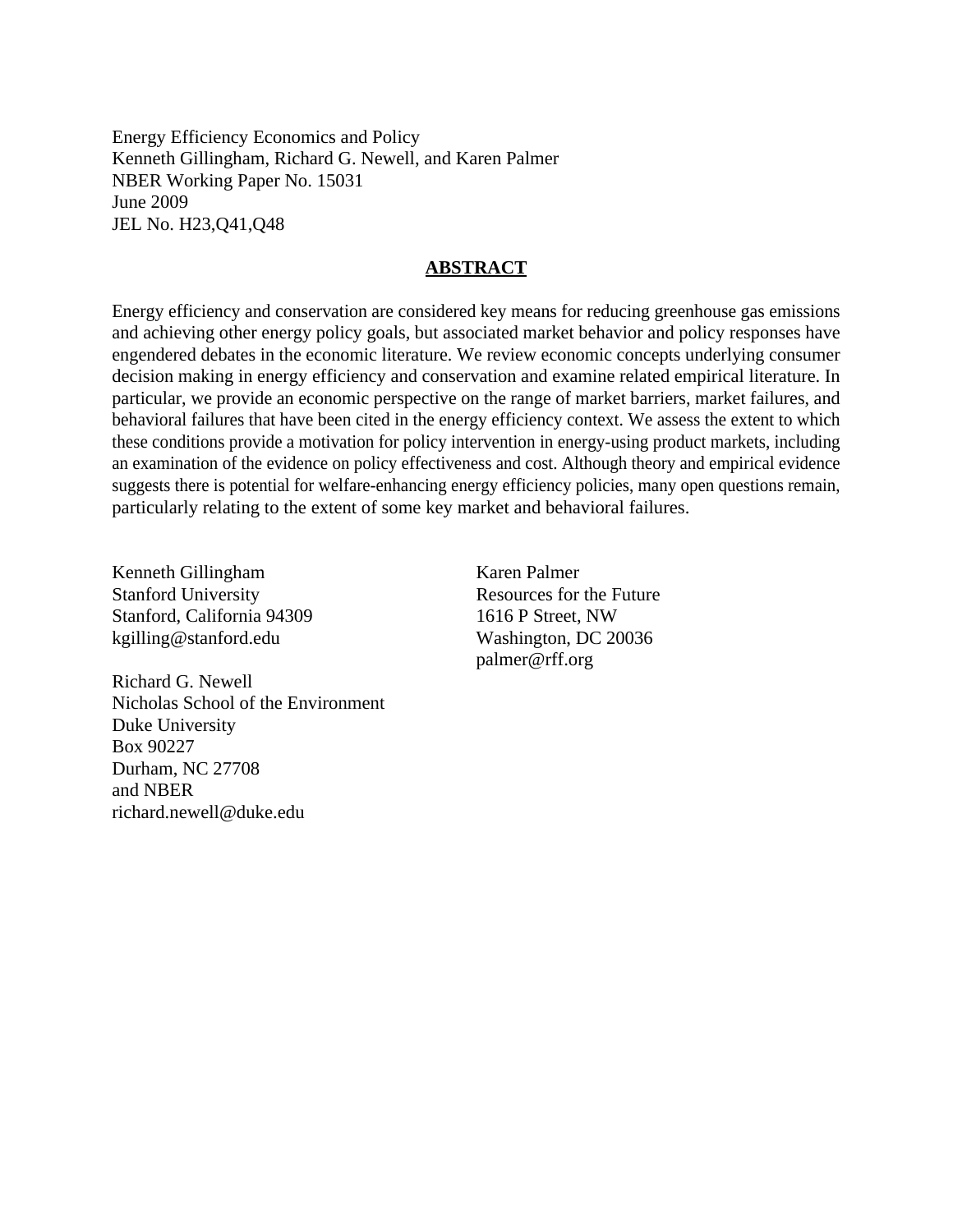Energy Efficiency Economics and Policy
Kenneth Gillingham, Richard G. Newell, and Karen Palmer
NBER Working Paper No. 15031
June 2009
JEL No. H23,Q41,Q48

## ABSTRACT

Energy efficiency and conservation are considered key means for reducing greenhouse gas emissions and achieving other energy policy goals, but associated market behavior and policy responses have engendered debates in the economic literature. We review economic concepts underlying consumer decision making in energy efficiency and conservation and examine related empirical literature. In particular, we provide an economic perspective on the range of market barriers, market failures, and behavioral failures that have been cited in the energy efficiency context. We assess the extent to which these conditions provide a motivation for policy intervention in energy-using product markets, including an examination of the evidence on policy effectiveness and cost. Although theory and empirical evidence suggests there is potential for welfare-enhancing energy efficiency policies, many open questions remain, particularly relating to the extent of some key market and behavioral failures.

Kenneth Gillingham
Stanford University
Stanford, California 94309
kgilling@stanford.edu

Richard G. Newell
Nicholas School of the Environment
Duke University
Box 90227
Durham, NC 27708
and NBER
richard.newell@duke.edu

Karen Palmer
Resources for the Future
1616 P Street, NW
Washington, DC 20036
palmer@rff.org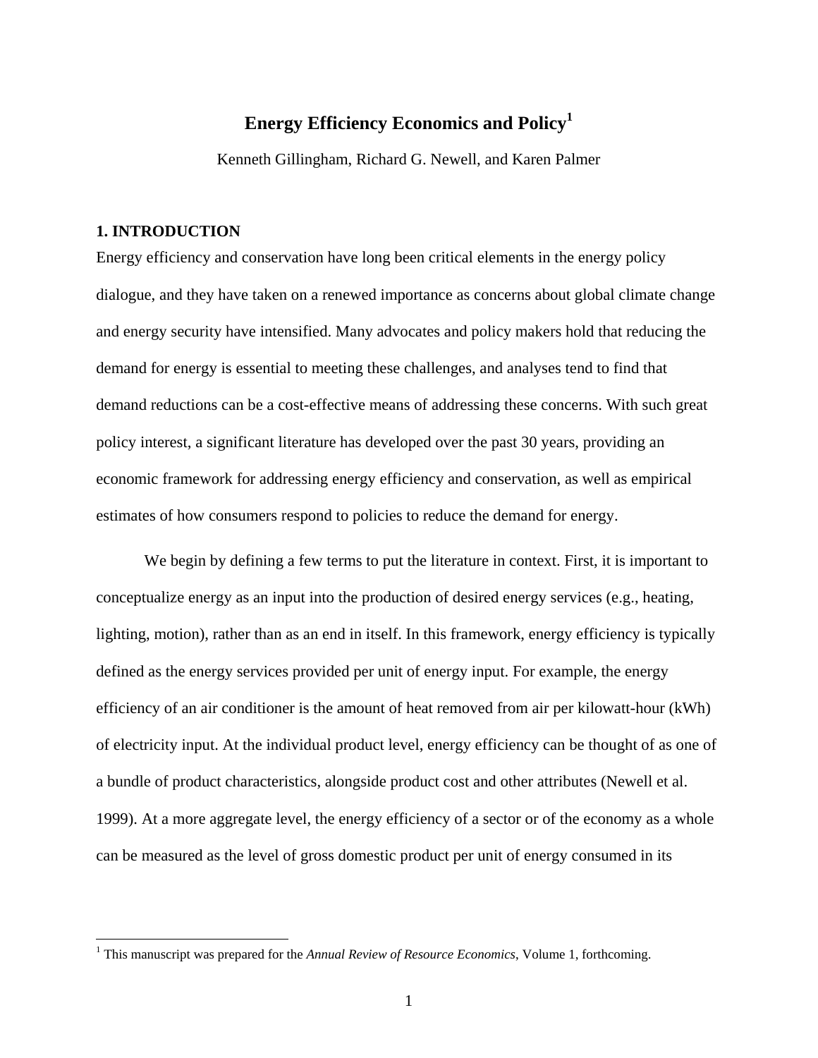# Energy Efficiency Economics and Policy[1]

Kenneth Gillingham, Richard G. Newell, and Karen Palmer

## 1. INTRODUCTION

Energy efficiency and conservation have long been critical elements in the energy policy dialogue, and they have taken on a renewed importance as concerns about global climate change and energy security have intensified. Many advocates and policy makers hold that reducing the demand for energy is essential to meeting these challenges, and analyses tend to find that demand reductions can be a cost-effective means of addressing these concerns. With such great policy interest, a significant literature has developed over the past 30 years, providing an economic framework for addressing energy efficiency and conservation, as well as empirical estimates of how consumers respond to policies to reduce the demand for energy.

We begin by defining a few terms to put the literature in context. First, it is important to conceptualize energy as an input into the production of desired energy services (e.g., heating, lighting, motion), rather than as an end in itself. In this framework, energy efficiency is typically defined as the energy services provided per unit of energy input. For example, the energy efficiency of an air conditioner is the amount of heat removed from air per kilowatt-hour (kWh) of electricity input. At the individual product level, energy efficiency can be thought of as one of a bundle of product characteristics, alongside product cost and other attributes (Newell et al. 1999). At a more aggregate level, the energy efficiency of a sector or of the economy as a whole can be measured as the level of gross domestic product per unit of energy consumed in its

[1] This manuscript was prepared for the *Annual Review of Resource Economics*, Volume 1, forthcoming.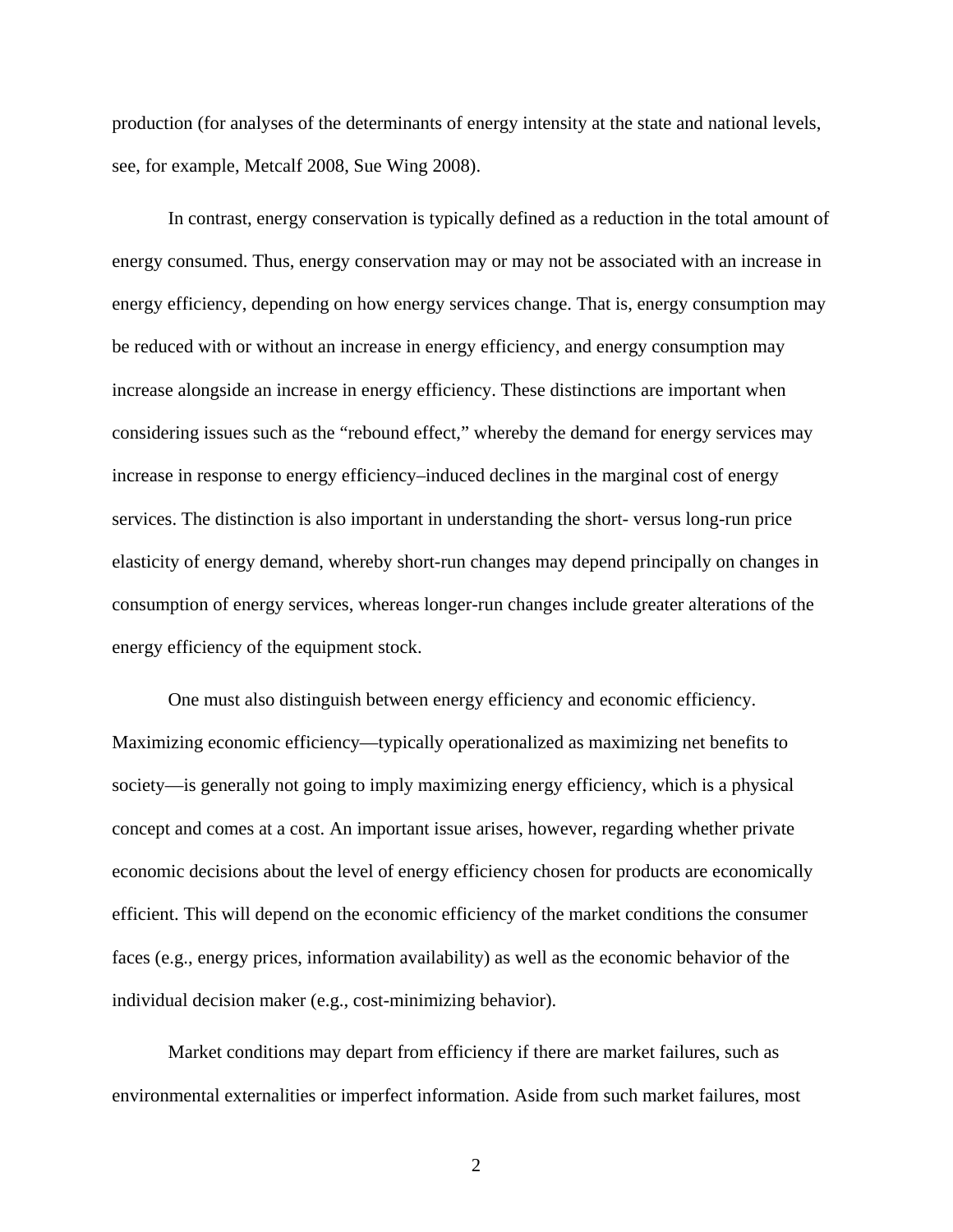production (for analyses of the determinants of energy intensity at the state and national levels, see, for example, Metcalf 2008, Sue Wing 2008).

In contrast, energy conservation is typically defined as a reduction in the total amount of energy consumed. Thus, energy conservation may or may not be associated with an increase in energy efficiency, depending on how energy services change. That is, energy consumption may be reduced with or without an increase in energy efficiency, and energy consumption may increase alongside an increase in energy efficiency. These distinctions are important when considering issues such as the "rebound effect," whereby the demand for energy services may increase in response to energy efficiency–induced declines in the marginal cost of energy services. The distinction is also important in understanding the short- versus long-run price elasticity of energy demand, whereby short-run changes may depend principally on changes in consumption of energy services, whereas longer-run changes include greater alterations of the energy efficiency of the equipment stock.

One must also distinguish between energy efficiency and economic efficiency. Maximizing economic efficiency—typically operationalized as maximizing net benefits to society—is generally not going to imply maximizing energy efficiency, which is a physical concept and comes at a cost. An important issue arises, however, regarding whether private economic decisions about the level of energy efficiency chosen for products are economically efficient. This will depend on the economic efficiency of the market conditions the consumer faces (e.g., energy prices, information availability) as well as the economic behavior of the individual decision maker (e.g., cost-minimizing behavior).

Market conditions may depart from efficiency if there are market failures, such as environmental externalities or imperfect information. Aside from such market failures, most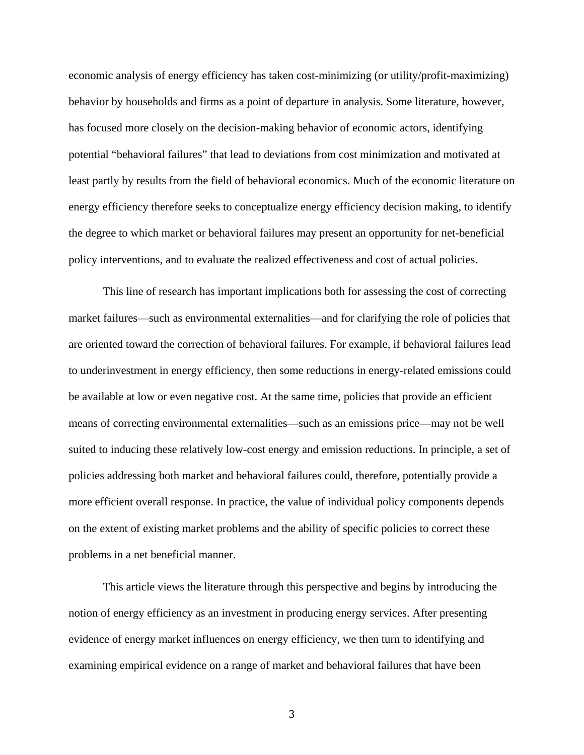economic analysis of energy efficiency has taken cost-minimizing (or utility/profit-maximizing) behavior by households and firms as a point of departure in analysis. Some literature, however, has focused more closely on the decision-making behavior of economic actors, identifying potential "behavioral failures" that lead to deviations from cost minimization and motivated at least partly by results from the field of behavioral economics. Much of the economic literature on energy efficiency therefore seeks to conceptualize energy efficiency decision making, to identify the degree to which market or behavioral failures may present an opportunity for net-beneficial policy interventions, and to evaluate the realized effectiveness and cost of actual policies.

This line of research has important implications both for assessing the cost of correcting market failures—such as environmental externalities—and for clarifying the role of policies that are oriented toward the correction of behavioral failures. For example, if behavioral failures lead to underinvestment in energy efficiency, then some reductions in energy-related emissions could be available at low or even negative cost. At the same time, policies that provide an efficient means of correcting environmental externalities—such as an emissions price—may not be well suited to inducing these relatively low-cost energy and emission reductions. In principle, a set of policies addressing both market and behavioral failures could, therefore, potentially provide a more efficient overall response. In practice, the value of individual policy components depends on the extent of existing market problems and the ability of specific policies to correct these problems in a net beneficial manner.

This article views the literature through this perspective and begins by introducing the notion of energy efficiency as an investment in producing energy services. After presenting evidence of energy market influences on energy efficiency, we then turn to identifying and examining empirical evidence on a range of market and behavioral failures that have been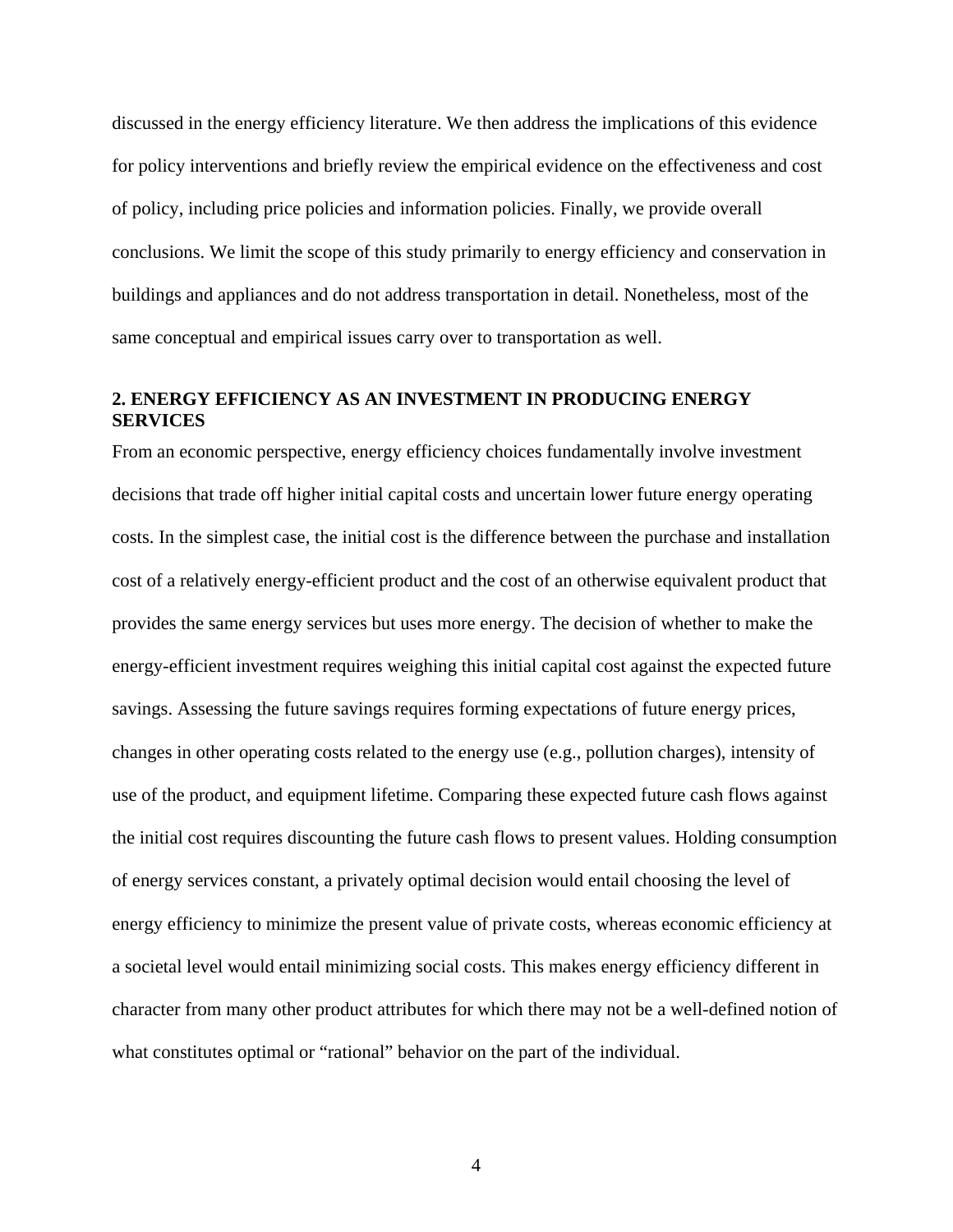discussed in the energy efficiency literature. We then address the implications of this evidence for policy interventions and briefly review the empirical evidence on the effectiveness and cost of policy, including price policies and information policies. Finally, we provide overall conclusions. We limit the scope of this study primarily to energy efficiency and conservation in buildings and appliances and do not address transportation in detail. Nonetheless, most of the same conceptual and empirical issues carry over to transportation as well.

## 2. ENERGY EFFICIENCY AS AN INVESTMENT IN PRODUCING ENERGY SERVICES

From an economic perspective, energy efficiency choices fundamentally involve investment decisions that trade off higher initial capital costs and uncertain lower future energy operating costs. In the simplest case, the initial cost is the difference between the purchase and installation cost of a relatively energy-efficient product and the cost of an otherwise equivalent product that provides the same energy services but uses more energy. The decision of whether to make the energy-efficient investment requires weighing this initial capital cost against the expected future savings. Assessing the future savings requires forming expectations of future energy prices, changes in other operating costs related to the energy use (e.g., pollution charges), intensity of use of the product, and equipment lifetime. Comparing these expected future cash flows against the initial cost requires discounting the future cash flows to present values. Holding consumption of energy services constant, a privately optimal decision would entail choosing the level of energy efficiency to minimize the present value of private costs, whereas economic efficiency at a societal level would entail minimizing social costs. This makes energy efficiency different in character from many other product attributes for which there may not be a well-defined notion of what constitutes optimal or "rational" behavior on the part of the individual.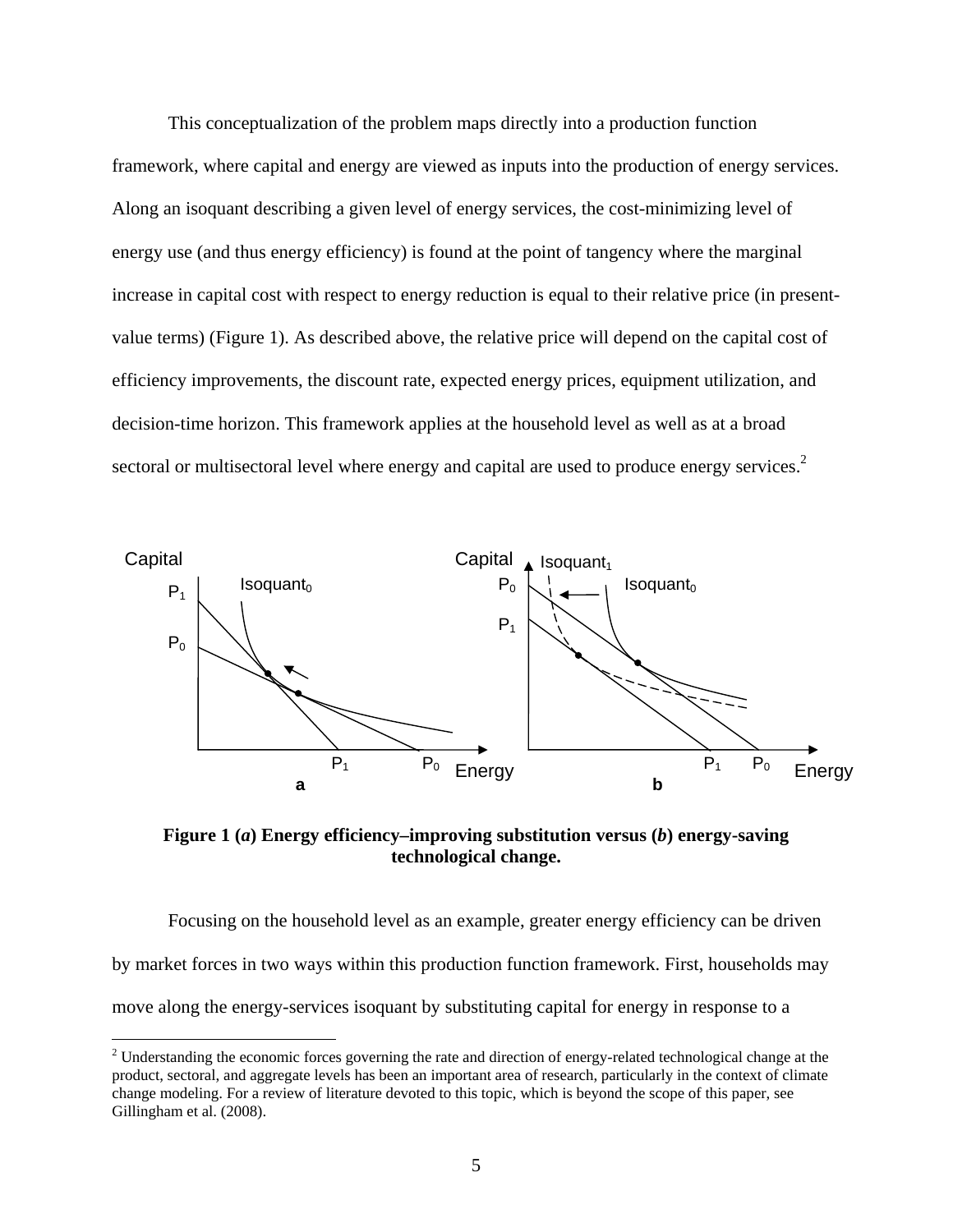This conceptualization of the problem maps directly into a production function framework, where capital and energy are viewed as inputs into the production of energy services. Along an isoquant describing a given level of energy services, the cost-minimizing level of energy use (and thus energy efficiency) is found at the point of tangency where the marginal increase in capital cost with respect to energy reduction is equal to their relative price (in present-value terms) (Figure 1). As described above, the relative price will depend on the capital cost of efficiency improvements, the discount rate, expected energy prices, equipment utilization, and decision-time horizon. This framework applies at the household level as well as at a broad sectoral or multisectoral level where energy and capital are used to produce energy services.[2]

**Figure 1 (*a*) Energy efficiency–improving substitution versus (*b*) energy-saving technological change.**

Focusing on the household level as an example, greater energy efficiency can be driven by market forces in two ways within this production function framework. First, households may move along the energy-services isoquant by substituting capital for energy in response to a

[2] Understanding the economic forces governing the rate and direction of energy-related technological change at the product, sectoral, and aggregate levels has been an important area of research, particularly in the context of climate change modeling. For a review of literature devoted to this topic, which is beyond the scope of this paper, see Gillingham et al. (2008).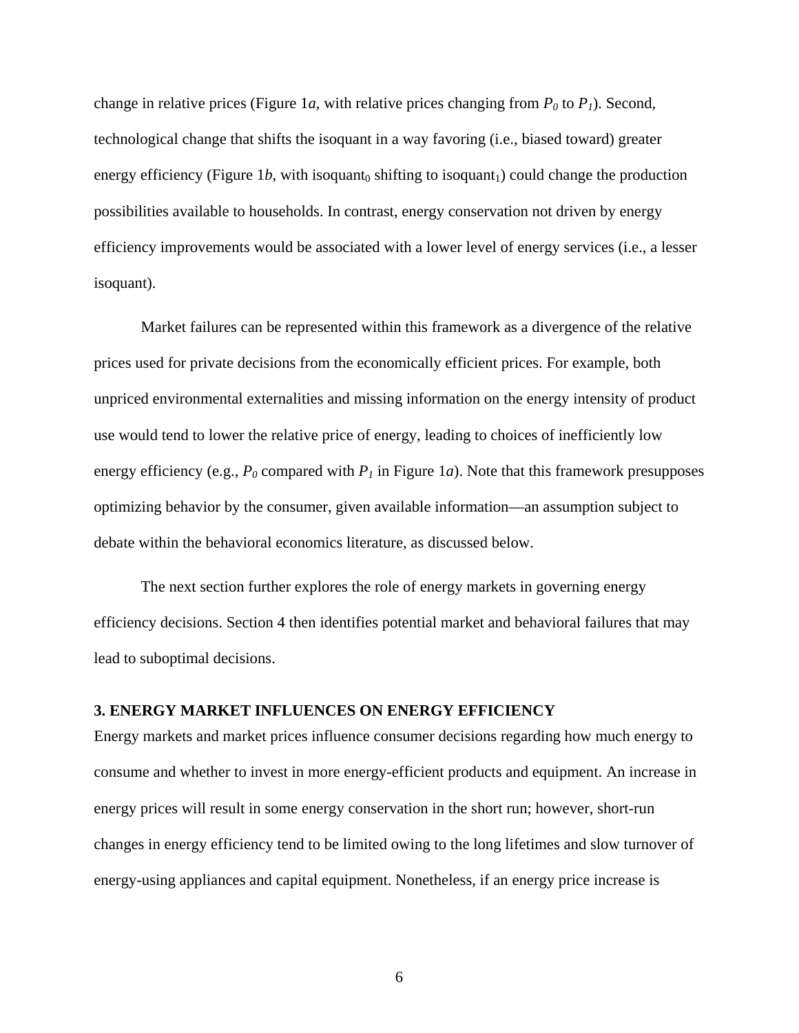change in relative prices (Figure 1*a*, with relative prices changing from $P_0$ to $P_1$). Second, technological change that shifts the isoquant in a way favoring (i.e., biased toward) greater energy efficiency (Figure 1*b*, with isoquant$_0$ shifting to isoquant$_1$) could change the production possibilities available to households. In contrast, energy conservation not driven by energy efficiency improvements would be associated with a lower level of energy services (i.e., a lesser isoquant).

Market failures can be represented within this framework as a divergence of the relative prices used for private decisions from the economically efficient prices. For example, both unpriced environmental externalities and missing information on the energy intensity of product use would tend to lower the relative price of energy, leading to choices of inefficiently low energy efficiency (e.g., $P_0$ compared with $P_1$ in Figure 1*a*). Note that this framework presupposes optimizing behavior by the consumer, given available information—an assumption subject to debate within the behavioral economics literature, as discussed below.

The next section further explores the role of energy markets in governing energy efficiency decisions. Section 4 then identifies potential market and behavioral failures that may lead to suboptimal decisions.

## 3. ENERGY MARKET INFLUENCES ON ENERGY EFFICIENCY

Energy markets and market prices influence consumer decisions regarding how much energy to consume and whether to invest in more energy-efficient products and equipment. An increase in energy prices will result in some energy conservation in the short run; however, short-run changes in energy efficiency tend to be limited owing to the long lifetimes and slow turnover of energy-using appliances and capital equipment. Nonetheless, if an energy price increase is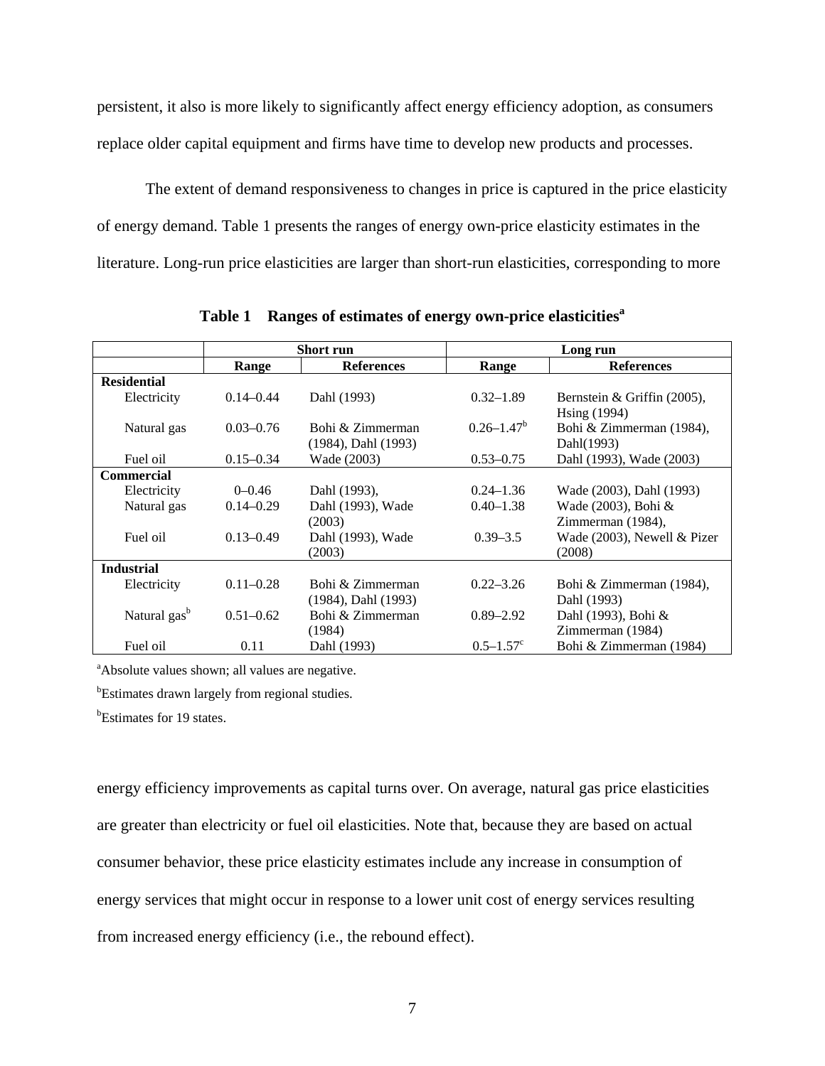persistent, it also is more likely to significantly affect energy efficiency adoption, as consumers replace older capital equipment and firms have time to develop new products and processes.

The extent of demand responsiveness to changes in price is captured in the price elasticity of energy demand. Table 1 presents the ranges of energy own-price elasticity estimates in the literature. Long-run price elasticities are larger than short-run elasticities, corresponding to more energy efficiency improvements as capital turns over. On average, natural gas price elasticities are greater than electricity or fuel oil elasticities. Note that, because they are based on actual consumer behavior, these price elasticity estimates include any increase in consumption of energy services that might occur in response to a lower unit cost of energy services resulting from increased energy efficiency (i.e., the rebound effect).

**Table 1 Ranges of estimates of energy own-price elasticities[a]**

| | Short run | | Long run | |
|---|---|---|---|---|
| | **Range** | **References** | **Range** | **References** |
| **Residential** | | | | |
| Electricity | 0.14–0.44 | Dahl (1993) | 0.32–1.89 | Bernstein & Griffin (2005), Hsing (1994) |
| Natural gas | 0.03–0.76 | Bohi & Zimmerman (1984), Dahl (1993) | 0.26–1.47[b] | Bohi & Zimmerman (1984), Dahl(1993) |
| Fuel oil | 0.15–0.34 | Wade (2003) | 0.53–0.75 | Dahl (1993), Wade (2003) |
| **Commercial** | | | | |
| Electricity | 0–0.46 | Dahl (1993), | 0.24–1.36 | Wade (2003), Dahl (1993) |
| Natural gas | 0.14–0.29 | Dahl (1993), Wade (2003) | 0.40–1.38 | Wade (2003), Bohi & Zimmerman (1984), |
| Fuel oil | 0.13–0.49 | Dahl (1993), Wade (2003) | 0.39–3.5 | Wade (2003), Newell & Pizer (2008) |
| **Industrial** | | | | |
| Electricity | 0.11–0.28 | Bohi & Zimmerman (1984), Dahl (1993) | 0.22–3.26 | Bohi & Zimmerman (1984), Dahl (1993) |
| Natural gas[b] | 0.51–0.62 | Bohi & Zimmerman (1984) | 0.89–2.92 | Dahl (1993), Bohi & Zimmerman (1984) |
| Fuel oil | 0.11 | Dahl (1993) | 0.5–1.57[c] | Bohi & Zimmerman (1984) |

[a]Absolute values shown; all values are negative.

[b]Estimates drawn largely from regional studies.

[b]Estimates for 19 states.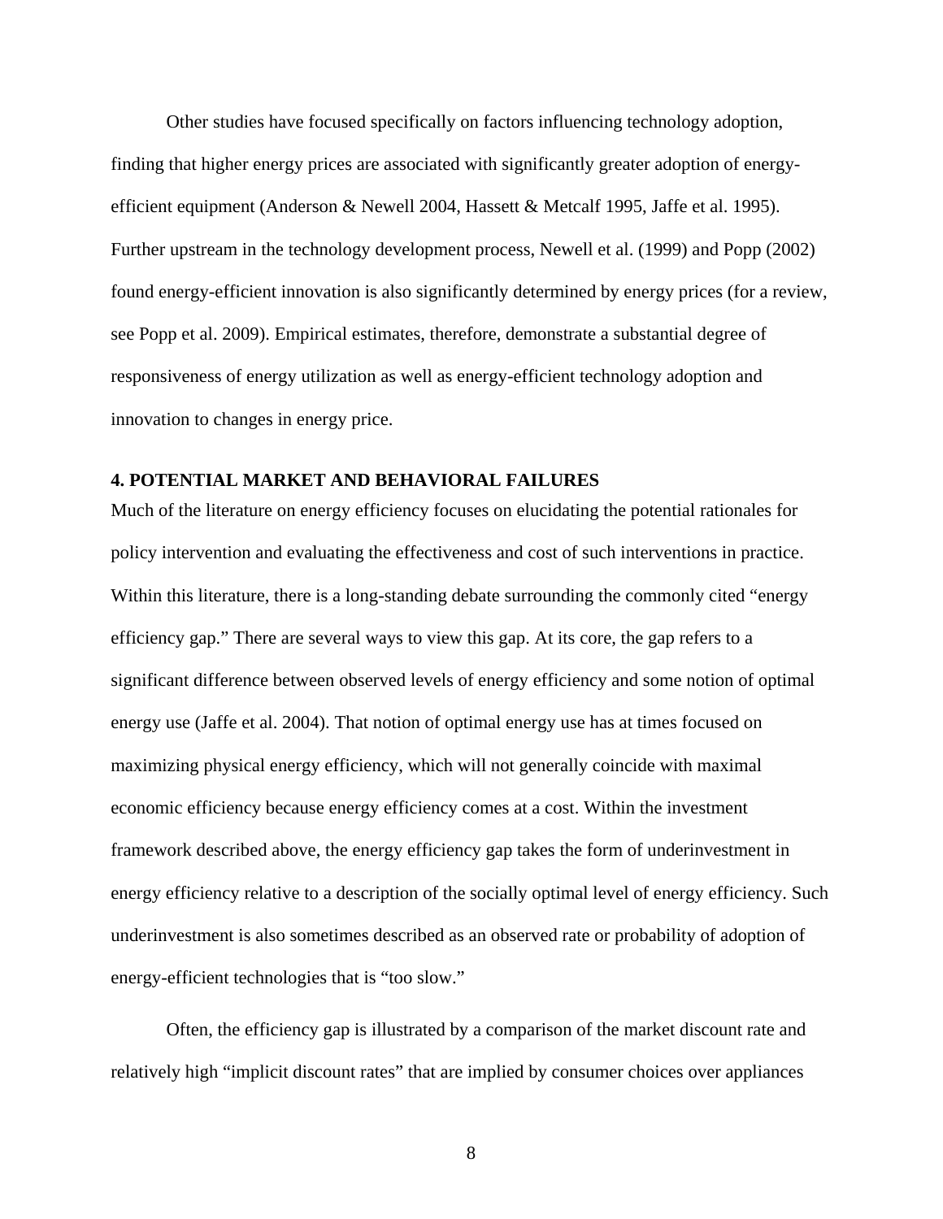Other studies have focused specifically on factors influencing technology adoption, finding that higher energy prices are associated with significantly greater adoption of energy-efficient equipment (Anderson & Newell 2004, Hassett & Metcalf 1995, Jaffe et al. 1995). Further upstream in the technology development process, Newell et al. (1999) and Popp (2002) found energy-efficient innovation is also significantly determined by energy prices (for a review, see Popp et al. 2009). Empirical estimates, therefore, demonstrate a substantial degree of responsiveness of energy utilization as well as energy-efficient technology adoption and innovation to changes in energy price.

## 4. POTENTIAL MARKET AND BEHAVIORAL FAILURES

Much of the literature on energy efficiency focuses on elucidating the potential rationales for policy intervention and evaluating the effectiveness and cost of such interventions in practice. Within this literature, there is a long-standing debate surrounding the commonly cited "energy efficiency gap." There are several ways to view this gap. At its core, the gap refers to a significant difference between observed levels of energy efficiency and some notion of optimal energy use (Jaffe et al. 2004). That notion of optimal energy use has at times focused on maximizing physical energy efficiency, which will not generally coincide with maximal economic efficiency because energy efficiency comes at a cost. Within the investment framework described above, the energy efficiency gap takes the form of underinvestment in energy efficiency relative to a description of the socially optimal level of energy efficiency. Such underinvestment is also sometimes described as an observed rate or probability of adoption of energy-efficient technologies that is "too slow."

Often, the efficiency gap is illustrated by a comparison of the market discount rate and relatively high "implicit discount rates" that are implied by consumer choices over appliances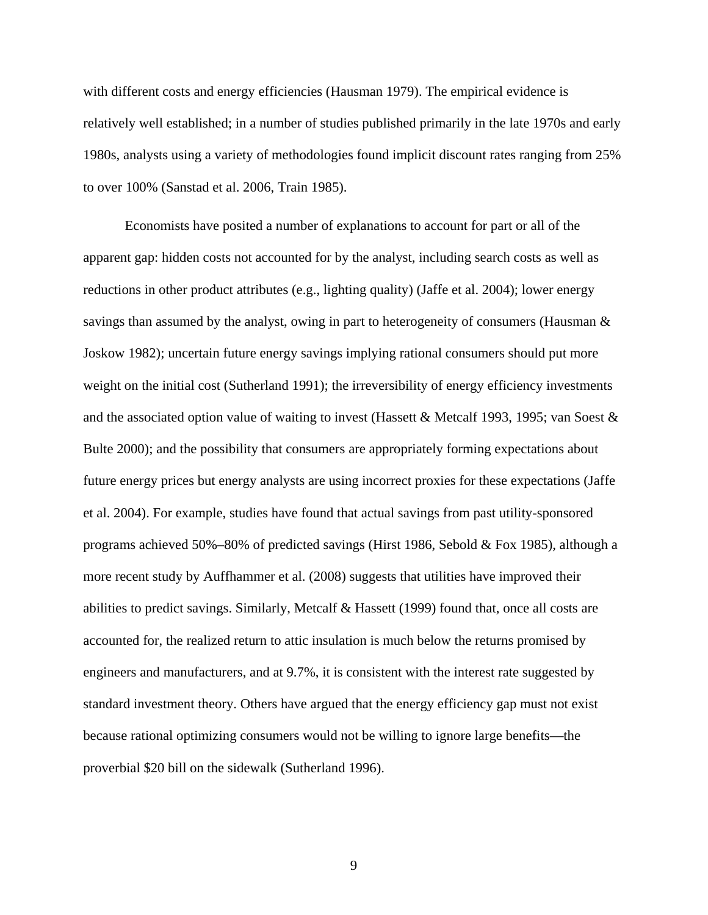with different costs and energy efficiencies (Hausman 1979). The empirical evidence is relatively well established; in a number of studies published primarily in the late 1970s and early 1980s, analysts using a variety of methodologies found implicit discount rates ranging from 25% to over 100% (Sanstad et al. 2006, Train 1985).

Economists have posited a number of explanations to account for part or all of the apparent gap: hidden costs not accounted for by the analyst, including search costs as well as reductions in other product attributes (e.g., lighting quality) (Jaffe et al. 2004); lower energy savings than assumed by the analyst, owing in part to heterogeneity of consumers (Hausman & Joskow 1982); uncertain future energy savings implying rational consumers should put more weight on the initial cost (Sutherland 1991); the irreversibility of energy efficiency investments and the associated option value of waiting to invest (Hassett & Metcalf 1993, 1995; van Soest & Bulte 2000); and the possibility that consumers are appropriately forming expectations about future energy prices but energy analysts are using incorrect proxies for these expectations (Jaffe et al. 2004). For example, studies have found that actual savings from past utility-sponsored programs achieved 50%–80% of predicted savings (Hirst 1986, Sebold & Fox 1985), although a more recent study by Auffhammer et al. (2008) suggests that utilities have improved their abilities to predict savings. Similarly, Metcalf & Hassett (1999) found that, once all costs are accounted for, the realized return to attic insulation is much below the returns promised by engineers and manufacturers, and at 9.7%, it is consistent with the interest rate suggested by standard investment theory. Others have argued that the energy efficiency gap must not exist because rational optimizing consumers would not be willing to ignore large benefits—the proverbial $20 bill on the sidewalk (Sutherland 1996).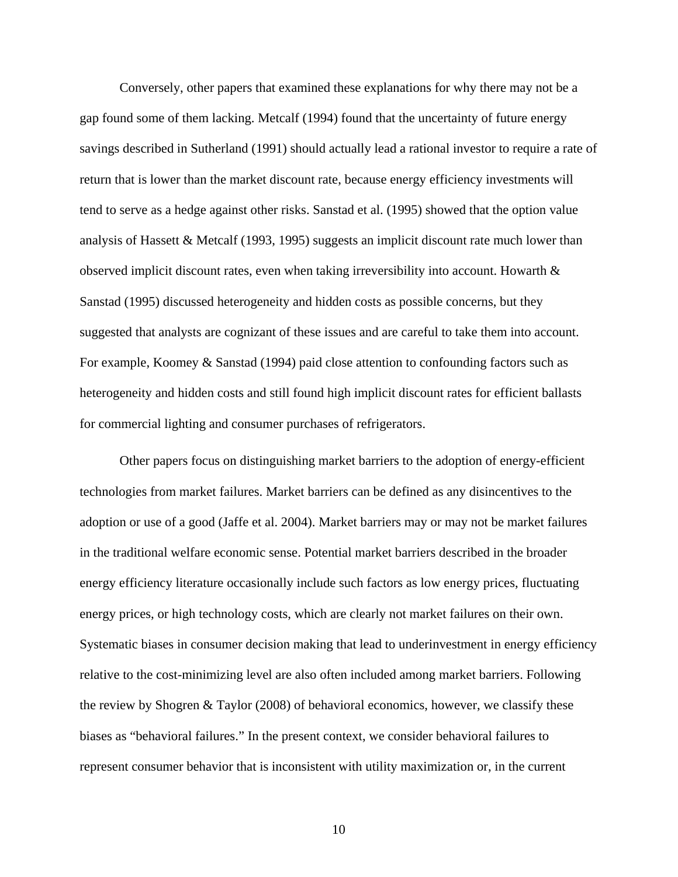Conversely, other papers that examined these explanations for why there may not be a gap found some of them lacking. Metcalf (1994) found that the uncertainty of future energy savings described in Sutherland (1991) should actually lead a rational investor to require a rate of return that is lower than the market discount rate, because energy efficiency investments will tend to serve as a hedge against other risks. Sanstad et al. (1995) showed that the option value analysis of Hassett & Metcalf (1993, 1995) suggests an implicit discount rate much lower than observed implicit discount rates, even when taking irreversibility into account. Howarth & Sanstad (1995) discussed heterogeneity and hidden costs as possible concerns, but they suggested that analysts are cognizant of these issues and are careful to take them into account. For example, Koomey & Sanstad (1994) paid close attention to confounding factors such as heterogeneity and hidden costs and still found high implicit discount rates for efficient ballasts for commercial lighting and consumer purchases of refrigerators.

Other papers focus on distinguishing market barriers to the adoption of energy-efficient technologies from market failures. Market barriers can be defined as any disincentives to the adoption or use of a good (Jaffe et al. 2004). Market barriers may or may not be market failures in the traditional welfare economic sense. Potential market barriers described in the broader energy efficiency literature occasionally include such factors as low energy prices, fluctuating energy prices, or high technology costs, which are clearly not market failures on their own. Systematic biases in consumer decision making that lead to underinvestment in energy efficiency relative to the cost-minimizing level are also often included among market barriers. Following the review by Shogren & Taylor (2008) of behavioral economics, however, we classify these biases as "behavioral failures." In the present context, we consider behavioral failures to represent consumer behavior that is inconsistent with utility maximization or, in the current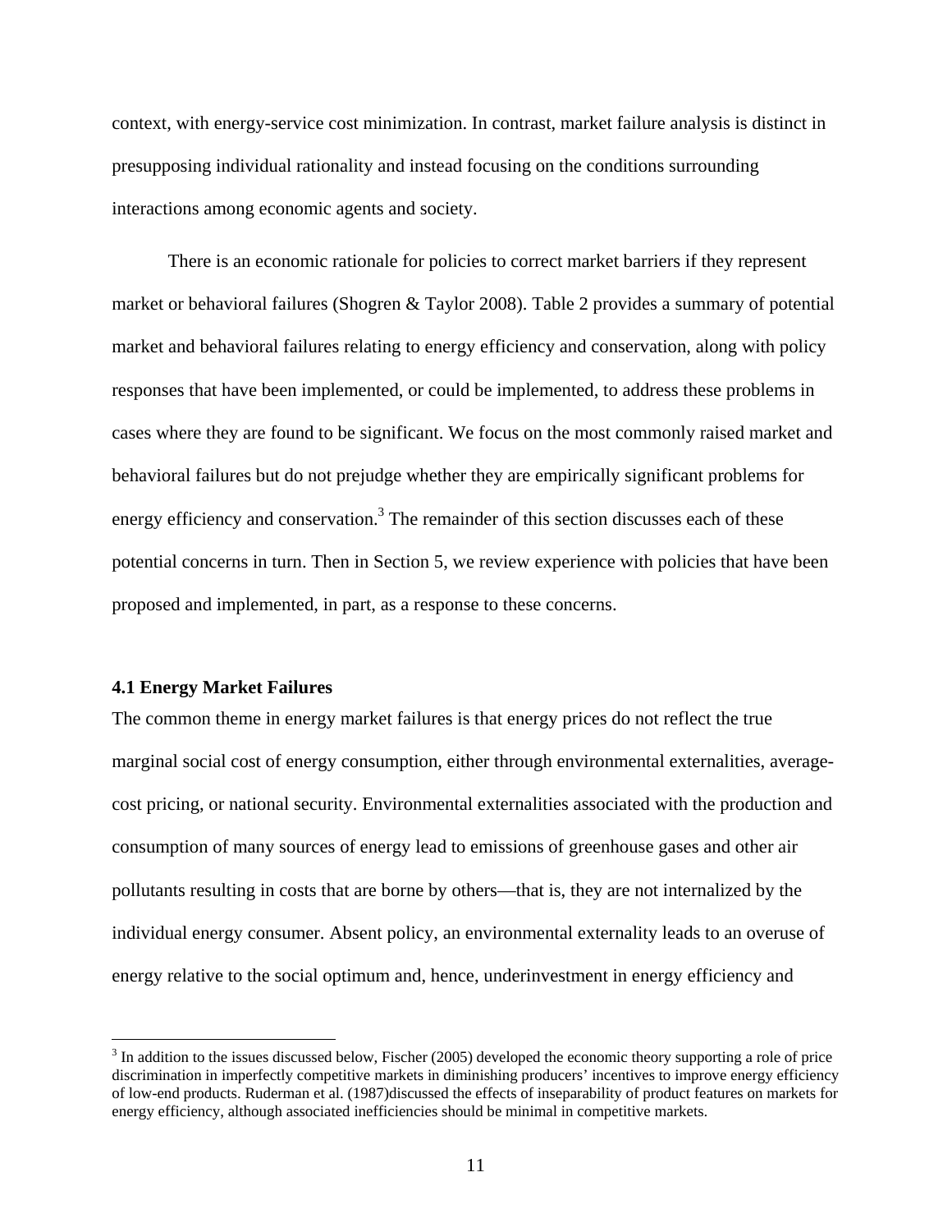context, with energy-service cost minimization. In contrast, market failure analysis is distinct in presupposing individual rationality and instead focusing on the conditions surrounding interactions among economic agents and society.

There is an economic rationale for policies to correct market barriers if they represent market or behavioral failures (Shogren & Taylor 2008). Table 2 provides a summary of potential market and behavioral failures relating to energy efficiency and conservation, along with policy responses that have been implemented, or could be implemented, to address these problems in cases where they are found to be significant. We focus on the most commonly raised market and behavioral failures but do not prejudge whether they are empirically significant problems for energy efficiency and conservation.[3] The remainder of this section discusses each of these potential concerns in turn. Then in Section 5, we review experience with policies that have been proposed and implemented, in part, as a response to these concerns.

### 4.1 Energy Market Failures

The common theme in energy market failures is that energy prices do not reflect the true marginal social cost of energy consumption, either through environmental externalities, average-cost pricing, or national security. Environmental externalities associated with the production and consumption of many sources of energy lead to emissions of greenhouse gases and other air pollutants resulting in costs that are borne by others—that is, they are not internalized by the individual energy consumer. Absent policy, an environmental externality leads to an overuse of energy relative to the social optimum and, hence, underinvestment in energy efficiency and

---

[3] In addition to the issues discussed below, Fischer (2005) developed the economic theory supporting a role of price discrimination in imperfectly competitive markets in diminishing producers' incentives to improve energy efficiency of low-end products. Ruderman et al. (1987)discussed the effects of inseparability of product features on markets for energy efficiency, although associated inefficiencies should be minimal in competitive markets.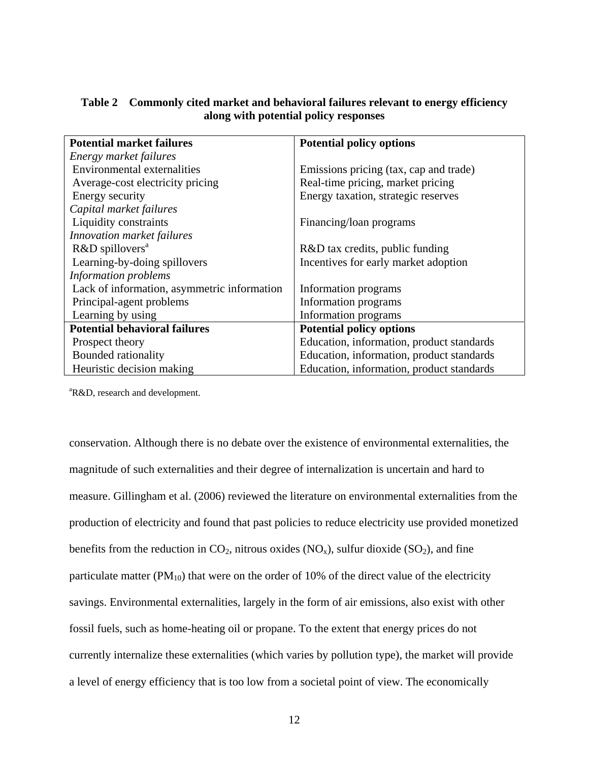**Table 2 Commonly cited market and behavioral failures relevant to energy efficiency along with potential policy responses**

| Potential market failures | Potential policy options |
| --- | --- |
| *Energy market failures* | |
| Environmental externalities | Emissions pricing (tax, cap and trade) |
| Average-cost electricity pricing | Real-time pricing, market pricing |
| Energy security | Energy taxation, strategic reserves |
| *Capital market failures* | |
| Liquidity constraints | Financing/loan programs |
| *Innovation market failures* | |
| R&D spillovers[a] | R&D tax credits, public funding |
| Learning-by-doing spillovers | Incentives for early market adoption |
| *Information problems* | |
| Lack of information, asymmetric information | Information programs |
| Principal-agent problems | Information programs |
| Learning by using | Information programs |
| **Potential behavioral failures** | **Potential policy options** |
| Prospect theory | Education, information, product standards |
| Bounded rationality | Education, information, product standards |
| Heuristic decision making | Education, information, product standards |

[a]R&D, research and development.

conservation. Although there is no debate over the existence of environmental externalities, the magnitude of such externalities and their degree of internalization is uncertain and hard to measure. Gillingham et al. (2006) reviewed the literature on environmental externalities from the production of electricity and found that past policies to reduce electricity use provided monetized benefits from the reduction in $CO_2$, nitrous oxides ($NO_x$), sulfur dioxide ($SO_2$), and fine particulate matter ($PM_{10}$) that were on the order of 10% of the direct value of the electricity savings. Environmental externalities, largely in the form of air emissions, also exist with other fossil fuels, such as home-heating oil or propane. To the extent that energy prices do not currently internalize these externalities (which varies by pollution type), the market will provide a level of energy efficiency that is too low from a societal point of view. The economically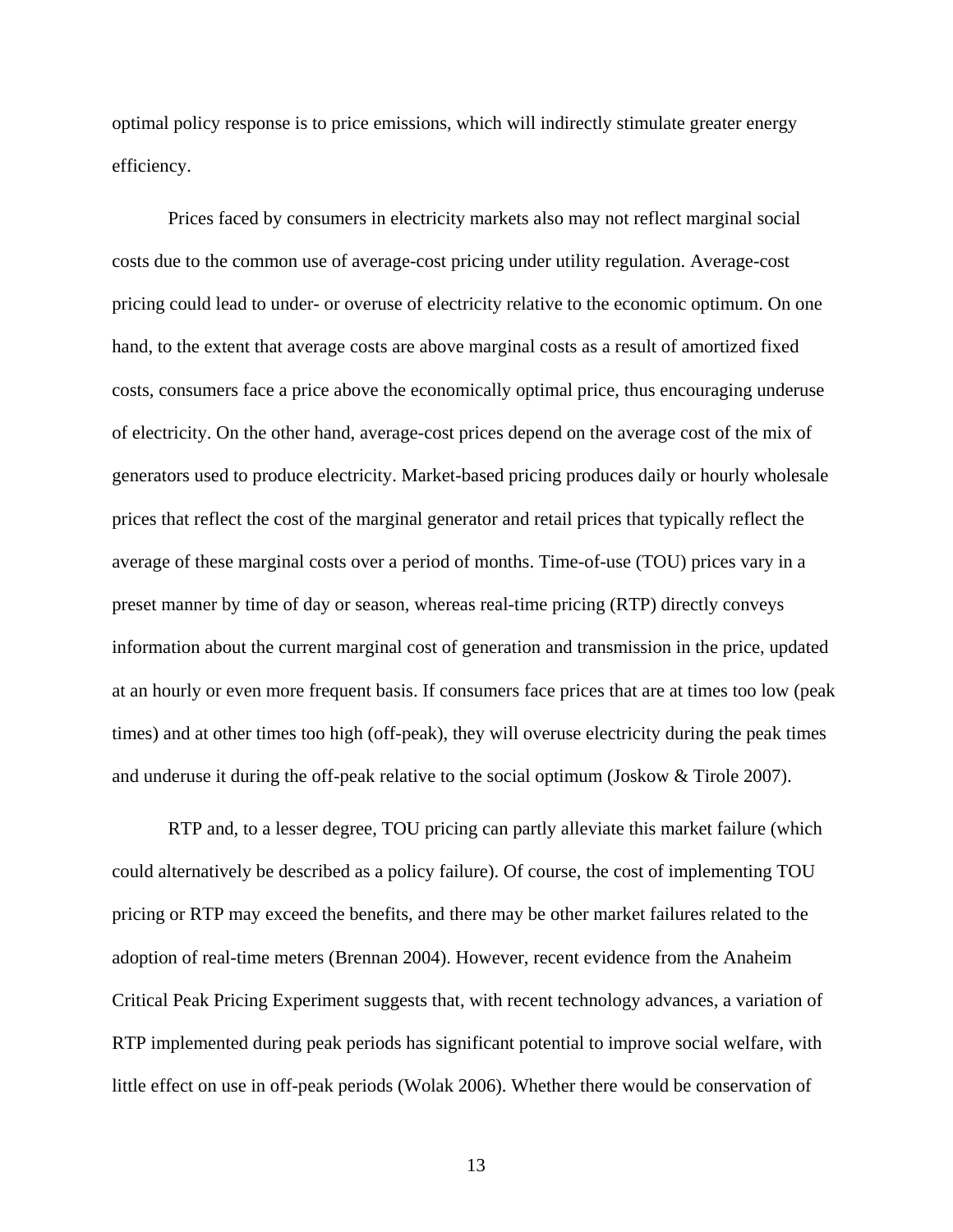optimal policy response is to price emissions, which will indirectly stimulate greater energy efficiency.

Prices faced by consumers in electricity markets also may not reflect marginal social costs due to the common use of average-cost pricing under utility regulation. Average-cost pricing could lead to under- or overuse of electricity relative to the economic optimum. On one hand, to the extent that average costs are above marginal costs as a result of amortized fixed costs, consumers face a price above the economically optimal price, thus encouraging underuse of electricity. On the other hand, average-cost prices depend on the average cost of the mix of generators used to produce electricity. Market-based pricing produces daily or hourly wholesale prices that reflect the cost of the marginal generator and retail prices that typically reflect the average of these marginal costs over a period of months. Time-of-use (TOU) prices vary in a preset manner by time of day or season, whereas real-time pricing (RTP) directly conveys information about the current marginal cost of generation and transmission in the price, updated at an hourly or even more frequent basis. If consumers face prices that are at times too low (peak times) and at other times too high (off-peak), they will overuse electricity during the peak times and underuse it during the off-peak relative to the social optimum (Joskow & Tirole 2007).

RTP and, to a lesser degree, TOU pricing can partly alleviate this market failure (which could alternatively be described as a policy failure). Of course, the cost of implementing TOU pricing or RTP may exceed the benefits, and there may be other market failures related to the adoption of real-time meters (Brennan 2004). However, recent evidence from the Anaheim Critical Peak Pricing Experiment suggests that, with recent technology advances, a variation of RTP implemented during peak periods has significant potential to improve social welfare, with little effect on use in off-peak periods (Wolak 2006). Whether there would be conservation of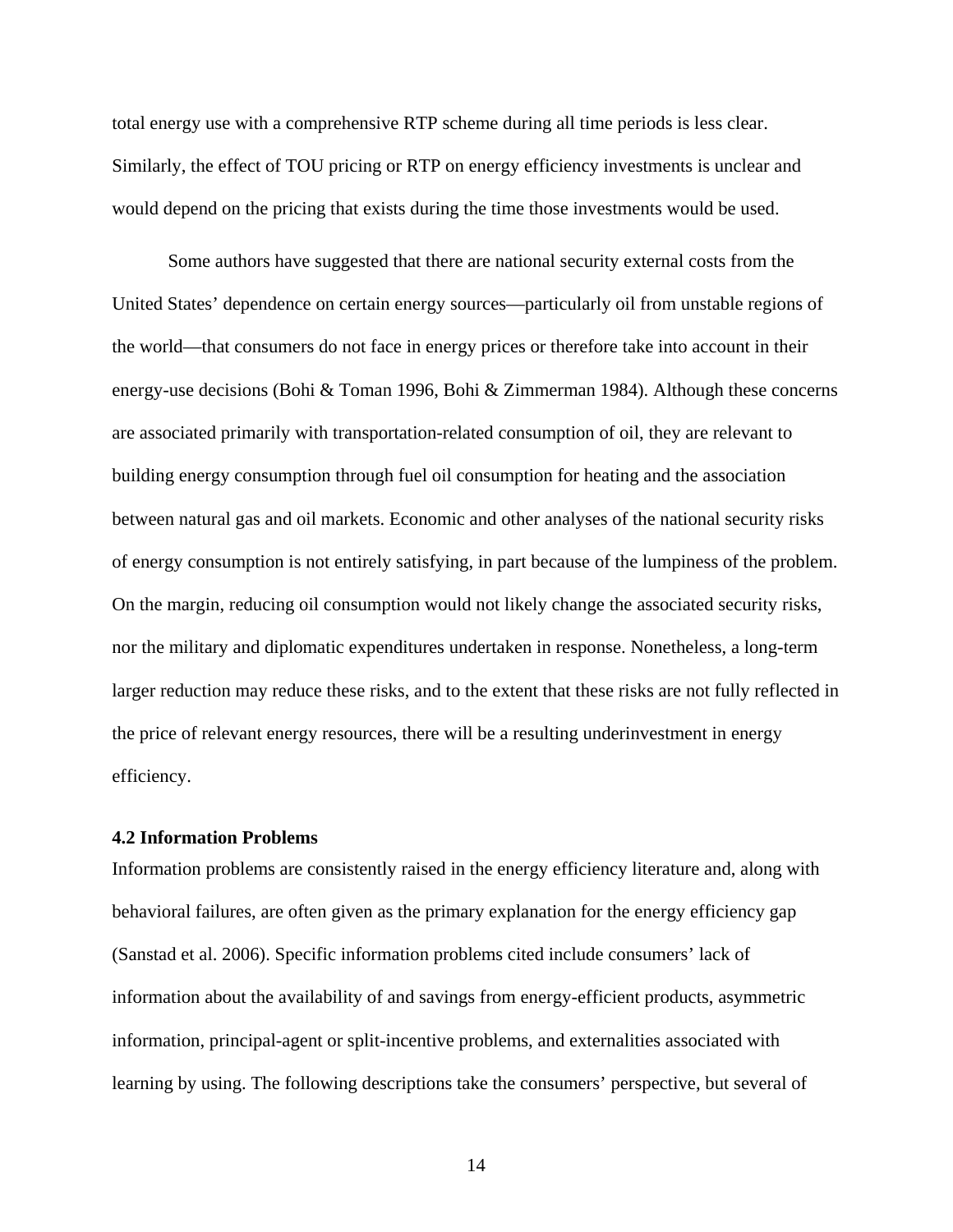total energy use with a comprehensive RTP scheme during all time periods is less clear. Similarly, the effect of TOU pricing or RTP on energy efficiency investments is unclear and would depend on the pricing that exists during the time those investments would be used.

Some authors have suggested that there are national security external costs from the United States' dependence on certain energy sources—particularly oil from unstable regions of the world—that consumers do not face in energy prices or therefore take into account in their energy-use decisions (Bohi & Toman 1996, Bohi & Zimmerman 1984). Although these concerns are associated primarily with transportation-related consumption of oil, they are relevant to building energy consumption through fuel oil consumption for heating and the association between natural gas and oil markets. Economic and other analyses of the national security risks of energy consumption is not entirely satisfying, in part because of the lumpiness of the problem. On the margin, reducing oil consumption would not likely change the associated security risks, nor the military and diplomatic expenditures undertaken in response. Nonetheless, a long-term larger reduction may reduce these risks, and to the extent that these risks are not fully reflected in the price of relevant energy resources, there will be a resulting underinvestment in energy efficiency.

### 4.2 Information Problems

Information problems are consistently raised in the energy efficiency literature and, along with behavioral failures, are often given as the primary explanation for the energy efficiency gap (Sanstad et al. 2006). Specific information problems cited include consumers' lack of information about the availability of and savings from energy-efficient products, asymmetric information, principal-agent or split-incentive problems, and externalities associated with learning by using. The following descriptions take the consumers' perspective, but several of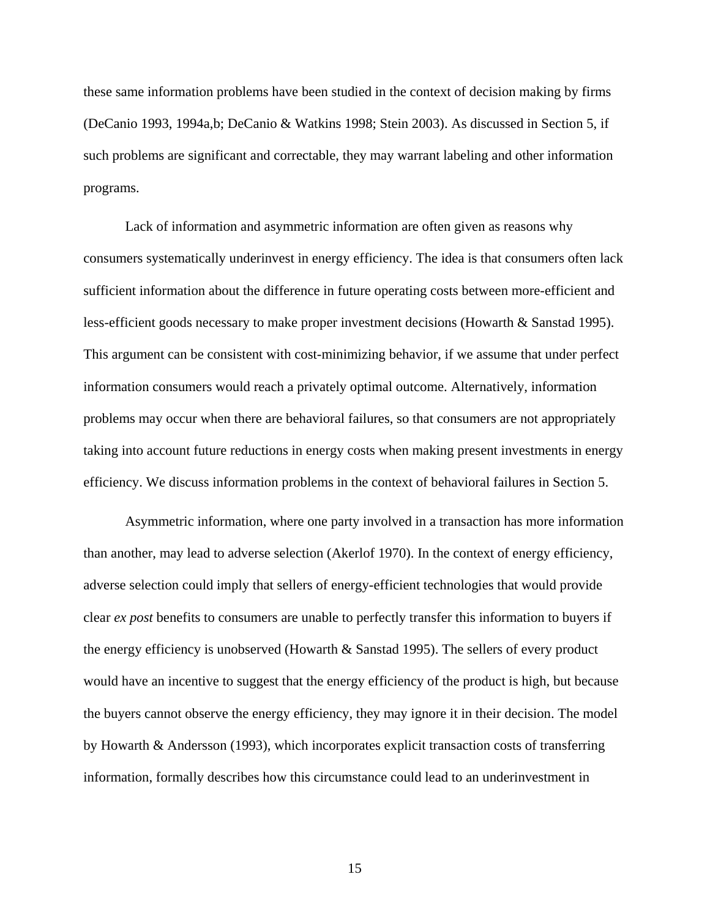these same information problems have been studied in the context of decision making by firms (DeCanio 1993, 1994a,b; DeCanio & Watkins 1998; Stein 2003). As discussed in Section 5, if such problems are significant and correctable, they may warrant labeling and other information programs.

Lack of information and asymmetric information are often given as reasons why consumers systematically underinvest in energy efficiency. The idea is that consumers often lack sufficient information about the difference in future operating costs between more-efficient and less-efficient goods necessary to make proper investment decisions (Howarth & Sanstad 1995). This argument can be consistent with cost-minimizing behavior, if we assume that under perfect information consumers would reach a privately optimal outcome. Alternatively, information problems may occur when there are behavioral failures, so that consumers are not appropriately taking into account future reductions in energy costs when making present investments in energy efficiency. We discuss information problems in the context of behavioral failures in Section 5.

Asymmetric information, where one party involved in a transaction has more information than another, may lead to adverse selection (Akerlof 1970). In the context of energy efficiency, adverse selection could imply that sellers of energy-efficient technologies that would provide clear *ex post* benefits to consumers are unable to perfectly transfer this information to buyers if the energy efficiency is unobserved (Howarth & Sanstad 1995). The sellers of every product would have an incentive to suggest that the energy efficiency of the product is high, but because the buyers cannot observe the energy efficiency, they may ignore it in their decision. The model by Howarth & Andersson (1993), which incorporates explicit transaction costs of transferring information, formally describes how this circumstance could lead to an underinvestment in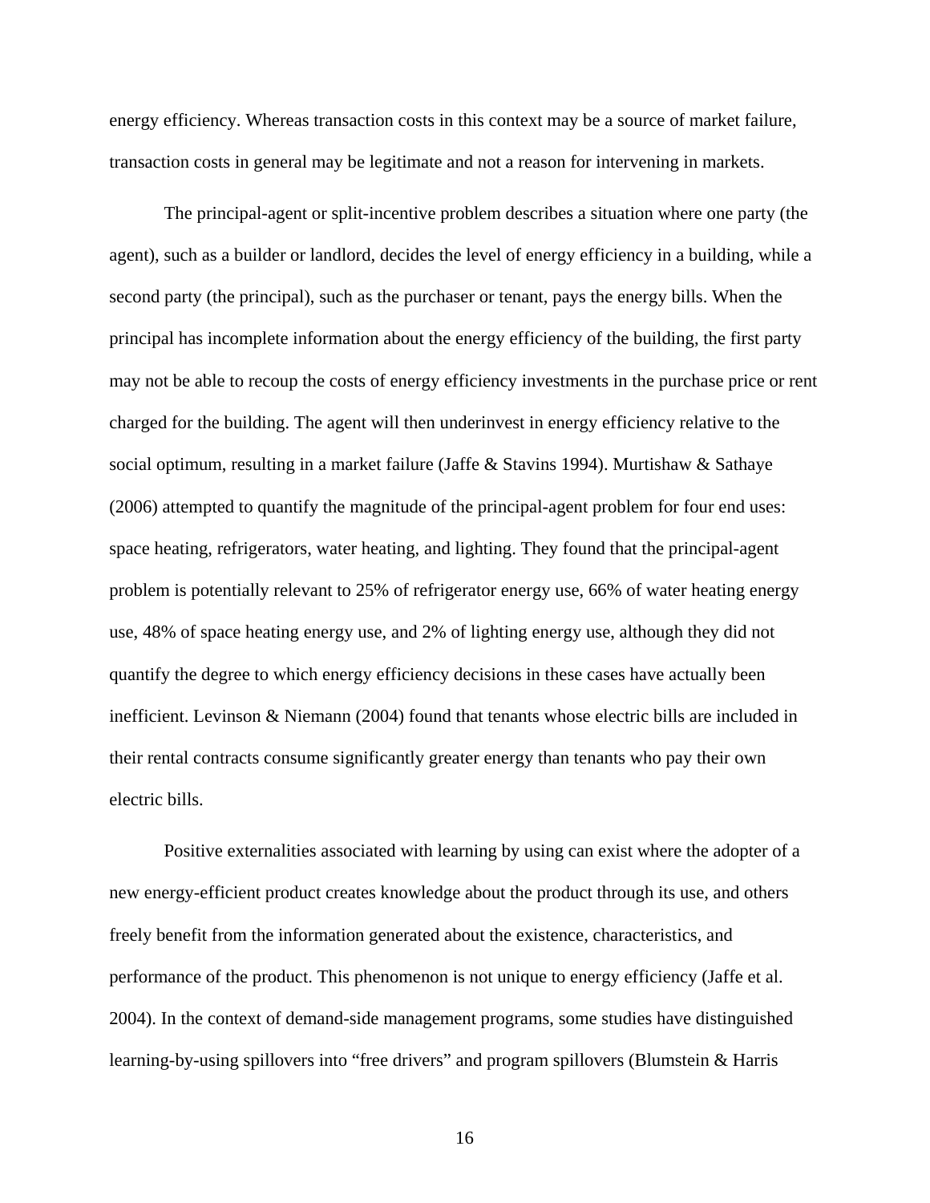energy efficiency. Whereas transaction costs in this context may be a source of market failure, transaction costs in general may be legitimate and not a reason for intervening in markets.

The principal-agent or split-incentive problem describes a situation where one party (the agent), such as a builder or landlord, decides the level of energy efficiency in a building, while a second party (the principal), such as the purchaser or tenant, pays the energy bills. When the principal has incomplete information about the energy efficiency of the building, the first party may not be able to recoup the costs of energy efficiency investments in the purchase price or rent charged for the building. The agent will then underinvest in energy efficiency relative to the social optimum, resulting in a market failure (Jaffe & Stavins 1994). Murtishaw & Sathaye (2006) attempted to quantify the magnitude of the principal-agent problem for four end uses: space heating, refrigerators, water heating, and lighting. They found that the principal-agent problem is potentially relevant to 25% of refrigerator energy use, 66% of water heating energy use, 48% of space heating energy use, and 2% of lighting energy use, although they did not quantify the degree to which energy efficiency decisions in these cases have actually been inefficient. Levinson & Niemann (2004) found that tenants whose electric bills are included in their rental contracts consume significantly greater energy than tenants who pay their own electric bills.

Positive externalities associated with learning by using can exist where the adopter of a new energy-efficient product creates knowledge about the product through its use, and others freely benefit from the information generated about the existence, characteristics, and performance of the product. This phenomenon is not unique to energy efficiency (Jaffe et al. 2004). In the context of demand-side management programs, some studies have distinguished learning-by-using spillovers into "free drivers" and program spillovers (Blumstein & Harris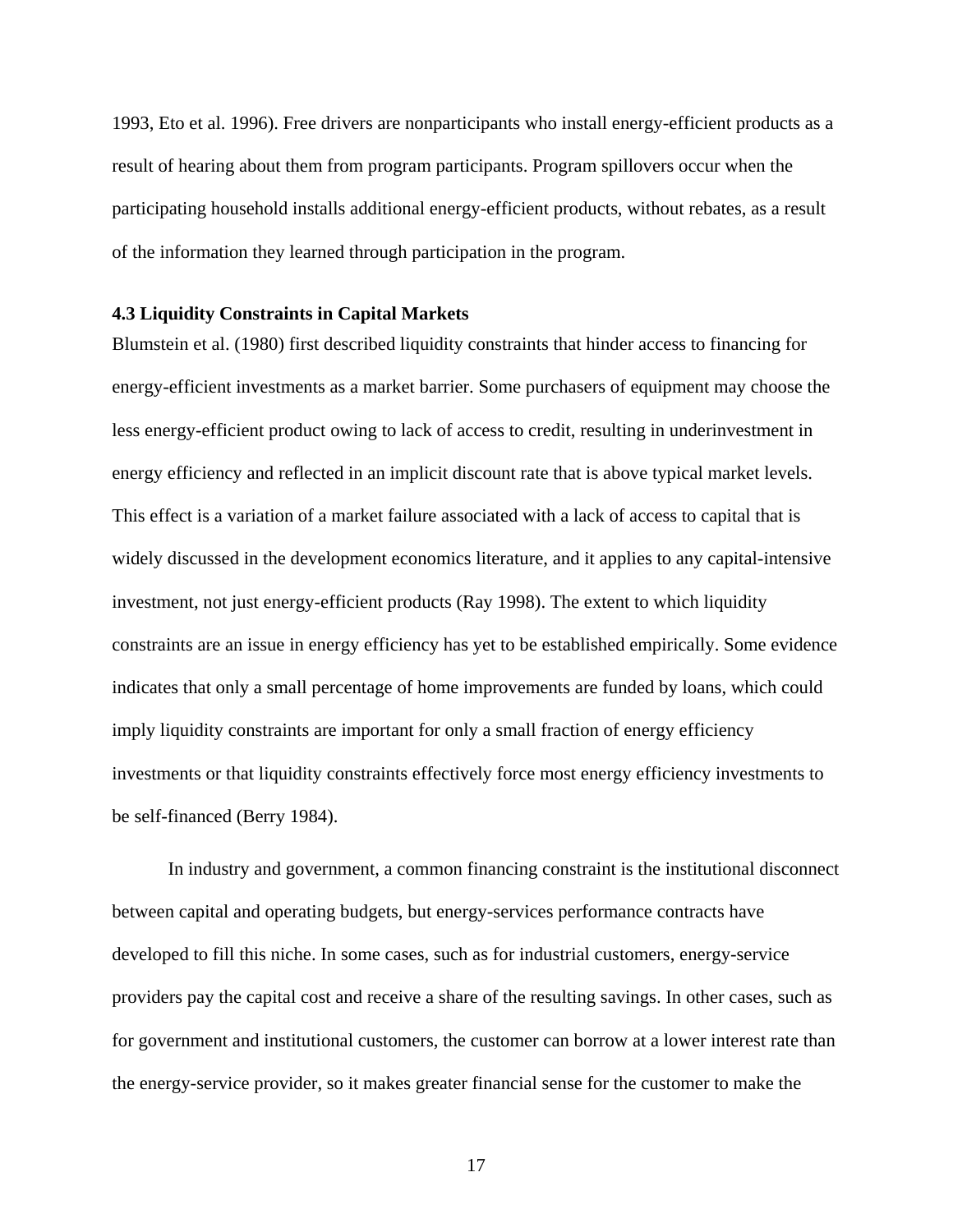1993, Eto et al. 1996). Free drivers are nonparticipants who install energy-efficient products as a result of hearing about them from program participants. Program spillovers occur when the participating household installs additional energy-efficient products, without rebates, as a result of the information they learned through participation in the program.

### 4.3 Liquidity Constraints in Capital Markets

Blumstein et al. (1980) first described liquidity constraints that hinder access to financing for energy-efficient investments as a market barrier. Some purchasers of equipment may choose the less energy-efficient product owing to lack of access to credit, resulting in underinvestment in energy efficiency and reflected in an implicit discount rate that is above typical market levels. This effect is a variation of a market failure associated with a lack of access to capital that is widely discussed in the development economics literature, and it applies to any capital-intensive investment, not just energy-efficient products (Ray 1998). The extent to which liquidity constraints are an issue in energy efficiency has yet to be established empirically. Some evidence indicates that only a small percentage of home improvements are funded by loans, which could imply liquidity constraints are important for only a small fraction of energy efficiency investments or that liquidity constraints effectively force most energy efficiency investments to be self-financed (Berry 1984).

In industry and government, a common financing constraint is the institutional disconnect between capital and operating budgets, but energy-services performance contracts have developed to fill this niche. In some cases, such as for industrial customers, energy-service providers pay the capital cost and receive a share of the resulting savings. In other cases, such as for government and institutional customers, the customer can borrow at a lower interest rate than the energy-service provider, so it makes greater financial sense for the customer to make the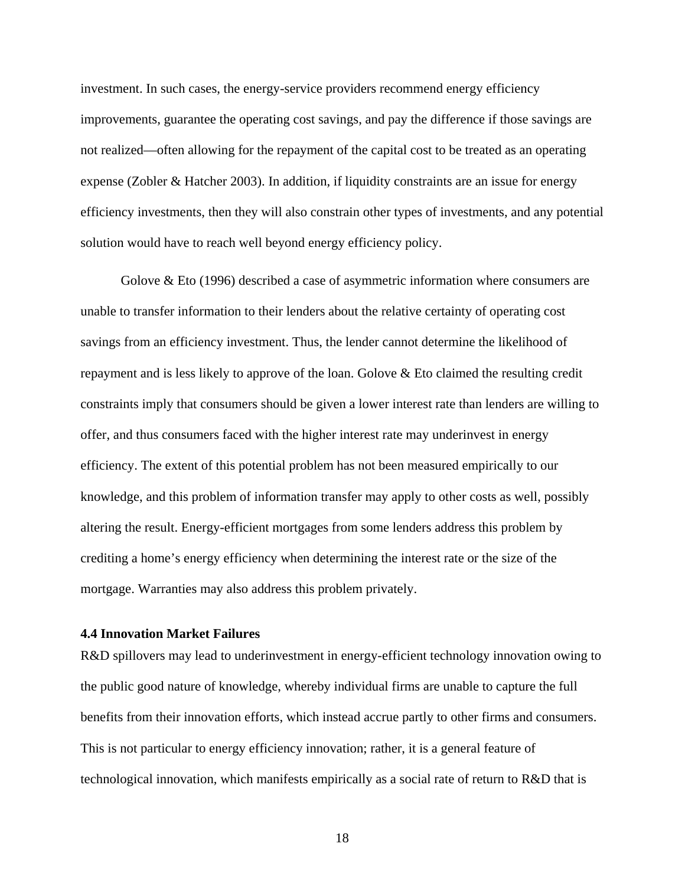investment. In such cases, the energy-service providers recommend energy efficiency improvements, guarantee the operating cost savings, and pay the difference if those savings are not realized—often allowing for the repayment of the capital cost to be treated as an operating expense (Zobler & Hatcher 2003). In addition, if liquidity constraints are an issue for energy efficiency investments, then they will also constrain other types of investments, and any potential solution would have to reach well beyond energy efficiency policy.

Golove & Eto (1996) described a case of asymmetric information where consumers are unable to transfer information to their lenders about the relative certainty of operating cost savings from an efficiency investment. Thus, the lender cannot determine the likelihood of repayment and is less likely to approve of the loan. Golove & Eto claimed the resulting credit constraints imply that consumers should be given a lower interest rate than lenders are willing to offer, and thus consumers faced with the higher interest rate may underinvest in energy efficiency. The extent of this potential problem has not been measured empirically to our knowledge, and this problem of information transfer may apply to other costs as well, possibly altering the result. Energy-efficient mortgages from some lenders address this problem by crediting a home's energy efficiency when determining the interest rate or the size of the mortgage. Warranties may also address this problem privately.

### 4.4 Innovation Market Failures

R&D spillovers may lead to underinvestment in energy-efficient technology innovation owing to the public good nature of knowledge, whereby individual firms are unable to capture the full benefits from their innovation efforts, which instead accrue partly to other firms and consumers. This is not particular to energy efficiency innovation; rather, it is a general feature of technological innovation, which manifests empirically as a social rate of return to R&D that is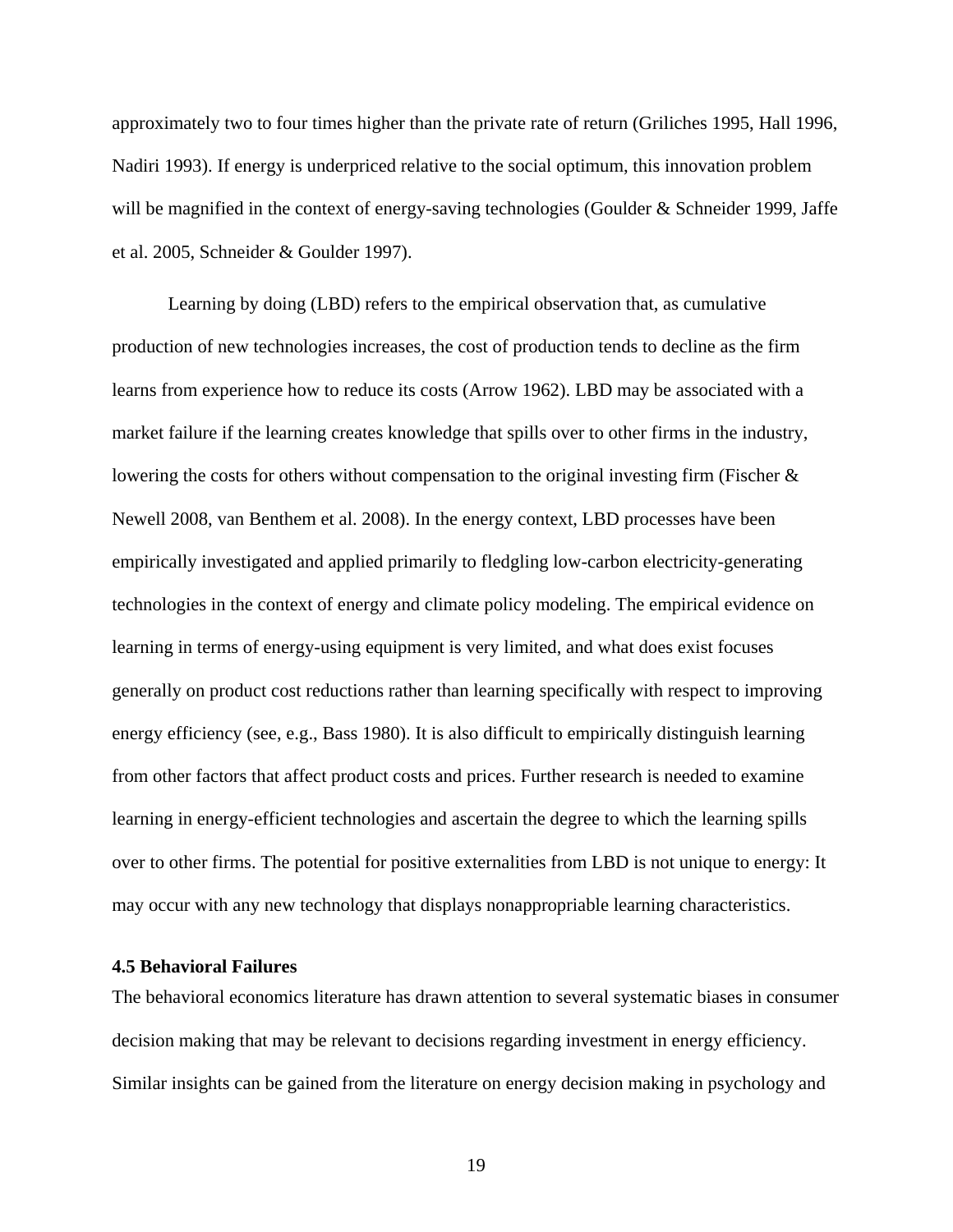approximately two to four times higher than the private rate of return (Griliches 1995, Hall 1996, Nadiri 1993). If energy is underpriced relative to the social optimum, this innovation problem will be magnified in the context of energy-saving technologies (Goulder & Schneider 1999, Jaffe et al. 2005, Schneider & Goulder 1997).

Learning by doing (LBD) refers to the empirical observation that, as cumulative production of new technologies increases, the cost of production tends to decline as the firm learns from experience how to reduce its costs (Arrow 1962). LBD may be associated with a market failure if the learning creates knowledge that spills over to other firms in the industry, lowering the costs for others without compensation to the original investing firm (Fischer & Newell 2008, van Benthem et al. 2008). In the energy context, LBD processes have been empirically investigated and applied primarily to fledgling low-carbon electricity-generating technologies in the context of energy and climate policy modeling. The empirical evidence on learning in terms of energy-using equipment is very limited, and what does exist focuses generally on product cost reductions rather than learning specifically with respect to improving energy efficiency (see, e.g., Bass 1980). It is also difficult to empirically distinguish learning from other factors that affect product costs and prices. Further research is needed to examine learning in energy-efficient technologies and ascertain the degree to which the learning spills over to other firms. The potential for positive externalities from LBD is not unique to energy: It may occur with any new technology that displays nonappropriable learning characteristics.

### 4.5 Behavioral Failures

The behavioral economics literature has drawn attention to several systematic biases in consumer decision making that may be relevant to decisions regarding investment in energy efficiency. Similar insights can be gained from the literature on energy decision making in psychology and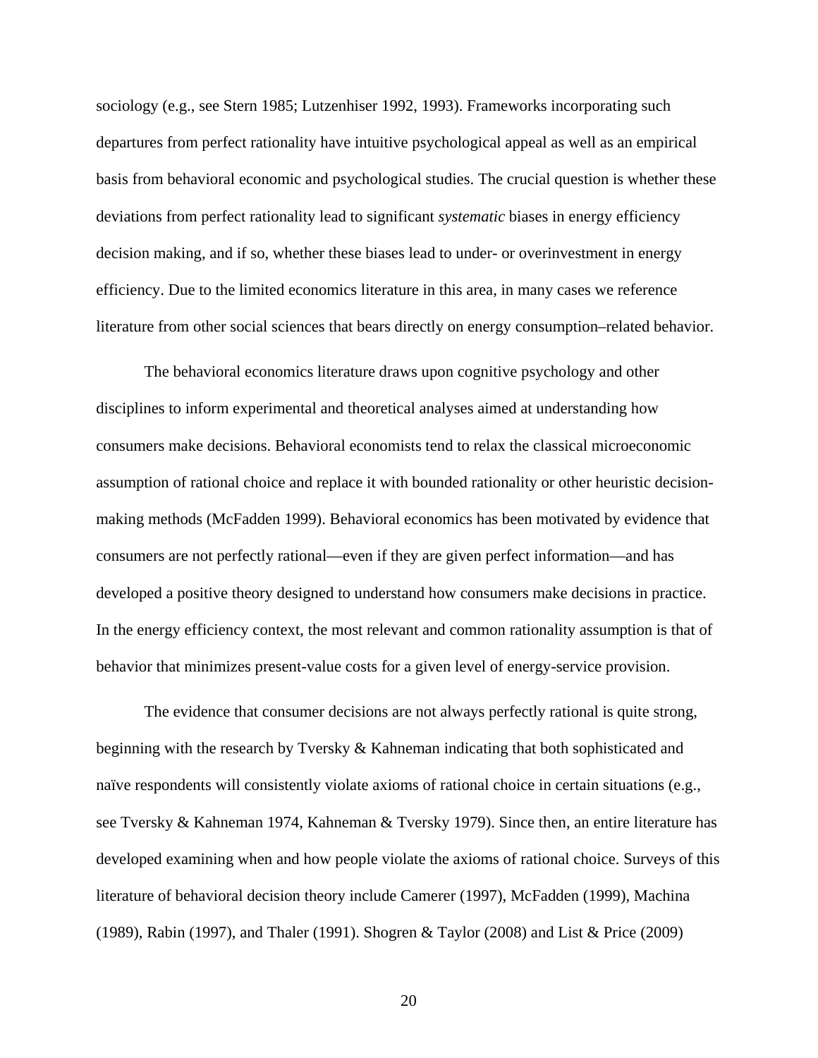sociology (e.g., see Stern 1985; Lutzenhiser 1992, 1993). Frameworks incorporating such departures from perfect rationality have intuitive psychological appeal as well as an empirical basis from behavioral economic and psychological studies. The crucial question is whether these deviations from perfect rationality lead to significant *systematic* biases in energy efficiency decision making, and if so, whether these biases lead to under- or overinvestment in energy efficiency. Due to the limited economics literature in this area, in many cases we reference literature from other social sciences that bears directly on energy consumption–related behavior.

The behavioral economics literature draws upon cognitive psychology and other disciplines to inform experimental and theoretical analyses aimed at understanding how consumers make decisions. Behavioral economists tend to relax the classical microeconomic assumption of rational choice and replace it with bounded rationality or other heuristic decision-making methods (McFadden 1999). Behavioral economics has been motivated by evidence that consumers are not perfectly rational—even if they are given perfect information—and has developed a positive theory designed to understand how consumers make decisions in practice. In the energy efficiency context, the most relevant and common rationality assumption is that of behavior that minimizes present-value costs for a given level of energy-service provision.

The evidence that consumer decisions are not always perfectly rational is quite strong, beginning with the research by Tversky & Kahneman indicating that both sophisticated and naïve respondents will consistently violate axioms of rational choice in certain situations (e.g., see Tversky & Kahneman 1974, Kahneman & Tversky 1979). Since then, an entire literature has developed examining when and how people violate the axioms of rational choice. Surveys of this literature of behavioral decision theory include Camerer (1997), McFadden (1999), Machina (1989), Rabin (1997), and Thaler (1991). Shogren & Taylor (2008) and List & Price (2009)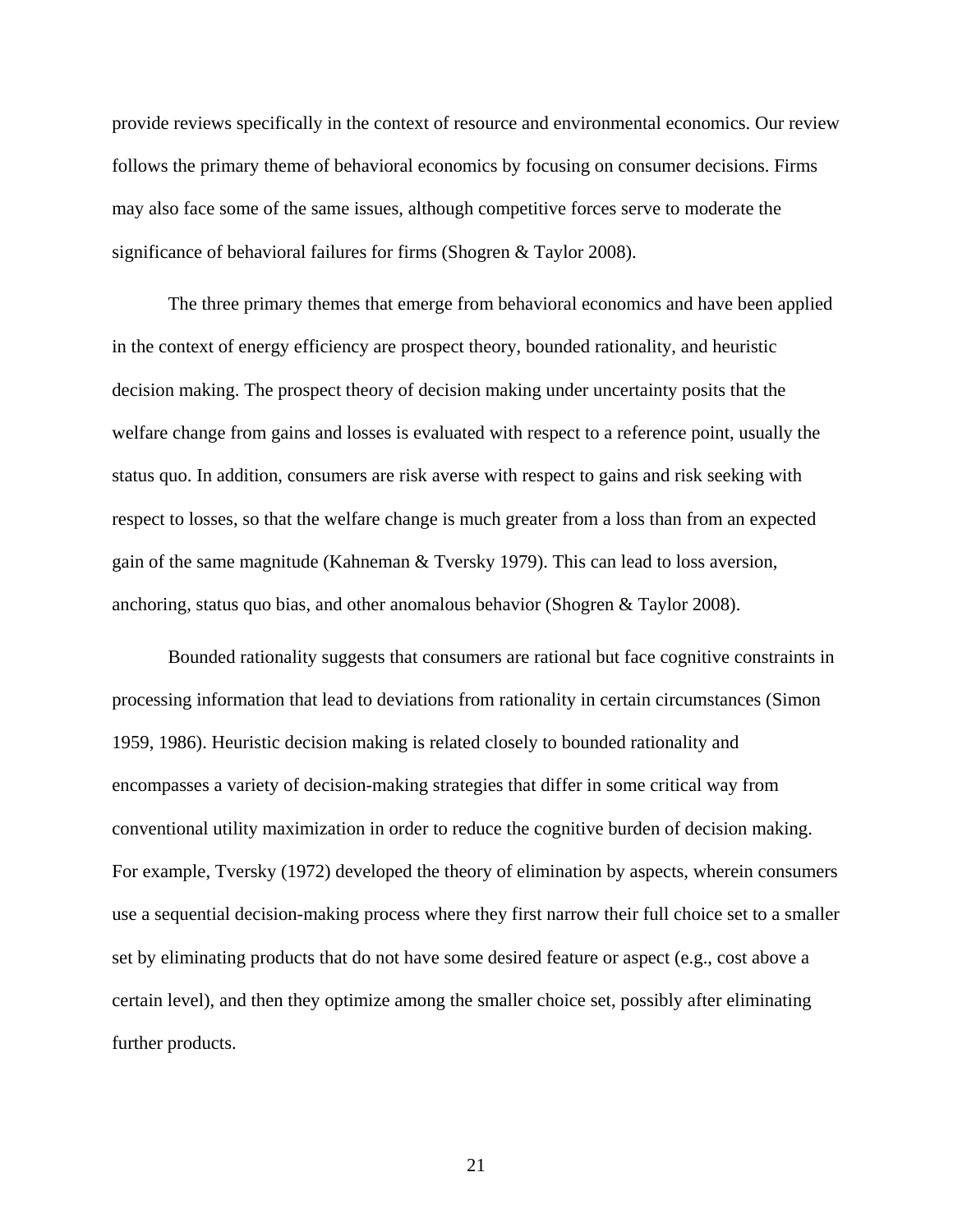provide reviews specifically in the context of resource and environmental economics. Our review follows the primary theme of behavioral economics by focusing on consumer decisions. Firms may also face some of the same issues, although competitive forces serve to moderate the significance of behavioral failures for firms (Shogren & Taylor 2008).

The three primary themes that emerge from behavioral economics and have been applied in the context of energy efficiency are prospect theory, bounded rationality, and heuristic decision making. The prospect theory of decision making under uncertainty posits that the welfare change from gains and losses is evaluated with respect to a reference point, usually the status quo. In addition, consumers are risk averse with respect to gains and risk seeking with respect to losses, so that the welfare change is much greater from a loss than from an expected gain of the same magnitude (Kahneman & Tversky 1979). This can lead to loss aversion, anchoring, status quo bias, and other anomalous behavior (Shogren & Taylor 2008).

Bounded rationality suggests that consumers are rational but face cognitive constraints in processing information that lead to deviations from rationality in certain circumstances (Simon 1959, 1986). Heuristic decision making is related closely to bounded rationality and encompasses a variety of decision-making strategies that differ in some critical way from conventional utility maximization in order to reduce the cognitive burden of decision making. For example, Tversky (1972) developed the theory of elimination by aspects, wherein consumers use a sequential decision-making process where they first narrow their full choice set to a smaller set by eliminating products that do not have some desired feature or aspect (e.g., cost above a certain level), and then they optimize among the smaller choice set, possibly after eliminating further products.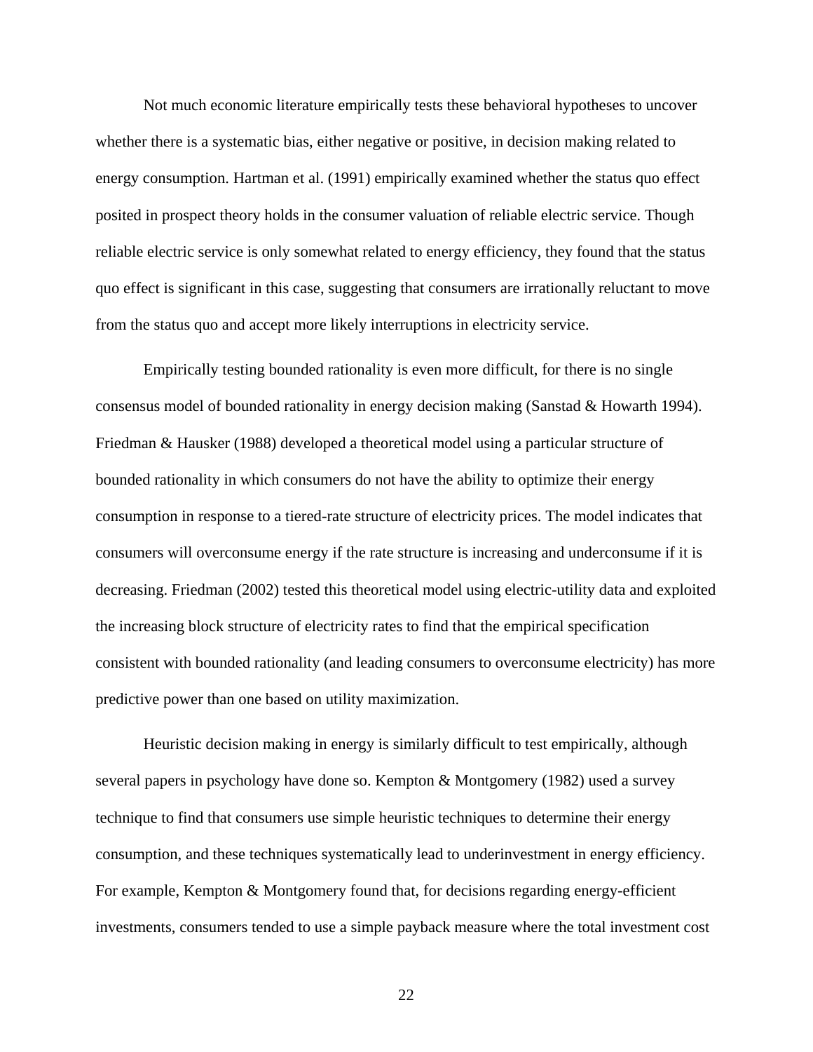Not much economic literature empirically tests these behavioral hypotheses to uncover whether there is a systematic bias, either negative or positive, in decision making related to energy consumption. Hartman et al. (1991) empirically examined whether the status quo effect posited in prospect theory holds in the consumer valuation of reliable electric service. Though reliable electric service is only somewhat related to energy efficiency, they found that the status quo effect is significant in this case, suggesting that consumers are irrationally reluctant to move from the status quo and accept more likely interruptions in electricity service.

Empirically testing bounded rationality is even more difficult, for there is no single consensus model of bounded rationality in energy decision making (Sanstad & Howarth 1994). Friedman & Hausker (1988) developed a theoretical model using a particular structure of bounded rationality in which consumers do not have the ability to optimize their energy consumption in response to a tiered-rate structure of electricity prices. The model indicates that consumers will overconsume energy if the rate structure is increasing and underconsume if it is decreasing. Friedman (2002) tested this theoretical model using electric-utility data and exploited the increasing block structure of electricity rates to find that the empirical specification consistent with bounded rationality (and leading consumers to overconsume electricity) has more predictive power than one based on utility maximization.

Heuristic decision making in energy is similarly difficult to test empirically, although several papers in psychology have done so. Kempton & Montgomery (1982) used a survey technique to find that consumers use simple heuristic techniques to determine their energy consumption, and these techniques systematically lead to underinvestment in energy efficiency. For example, Kempton & Montgomery found that, for decisions regarding energy-efficient investments, consumers tended to use a simple payback measure where the total investment cost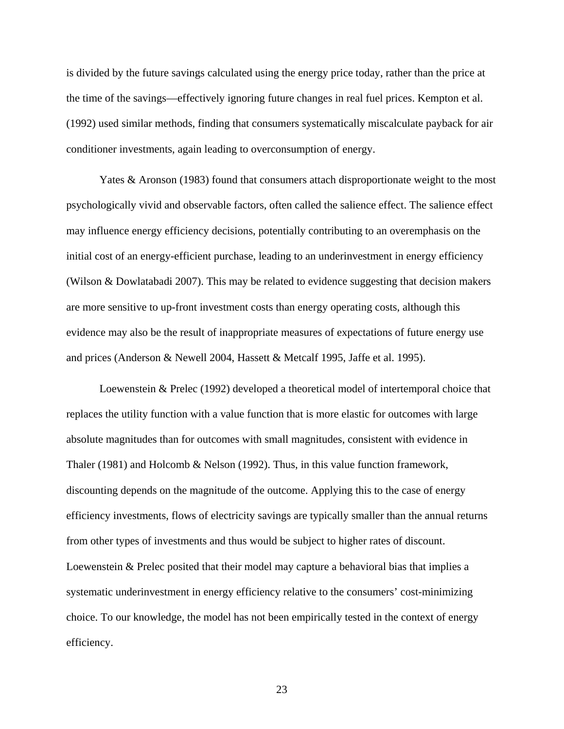is divided by the future savings calculated using the energy price today, rather than the price at the time of the savings—effectively ignoring future changes in real fuel prices. Kempton et al. (1992) used similar methods, finding that consumers systematically miscalculate payback for air conditioner investments, again leading to overconsumption of energy.

Yates & Aronson (1983) found that consumers attach disproportionate weight to the most psychologically vivid and observable factors, often called the salience effect. The salience effect may influence energy efficiency decisions, potentially contributing to an overemphasis on the initial cost of an energy-efficient purchase, leading to an underinvestment in energy efficiency (Wilson & Dowlatabadi 2007). This may be related to evidence suggesting that decision makers are more sensitive to up-front investment costs than energy operating costs, although this evidence may also be the result of inappropriate measures of expectations of future energy use and prices (Anderson & Newell 2004, Hassett & Metcalf 1995, Jaffe et al. 1995).

Loewenstein & Prelec (1992) developed a theoretical model of intertemporal choice that replaces the utility function with a value function that is more elastic for outcomes with large absolute magnitudes than for outcomes with small magnitudes, consistent with evidence in Thaler (1981) and Holcomb & Nelson (1992). Thus, in this value function framework, discounting depends on the magnitude of the outcome. Applying this to the case of energy efficiency investments, flows of electricity savings are typically smaller than the annual returns from other types of investments and thus would be subject to higher rates of discount. Loewenstein & Prelec posited that their model may capture a behavioral bias that implies a systematic underinvestment in energy efficiency relative to the consumers' cost-minimizing choice. To our knowledge, the model has not been empirically tested in the context of energy efficiency.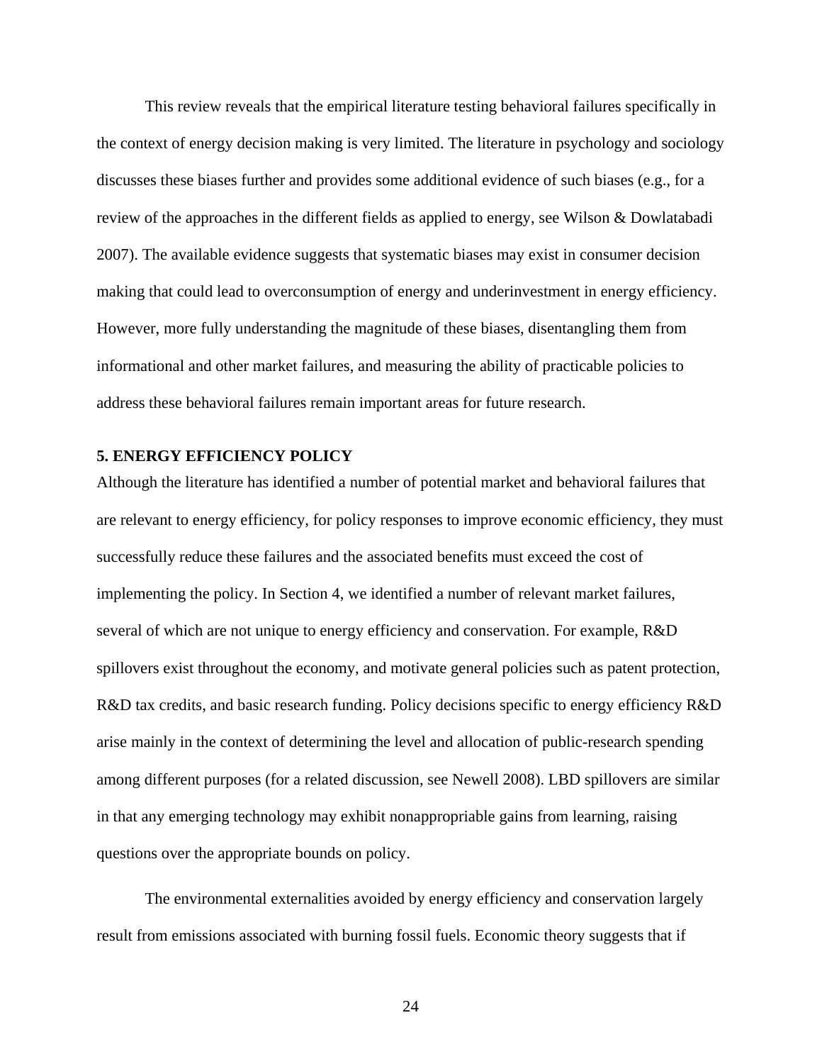This review reveals that the empirical literature testing behavioral failures specifically in the context of energy decision making is very limited. The literature in psychology and sociology discusses these biases further and provides some additional evidence of such biases (e.g., for a review of the approaches in the different fields as applied to energy, see Wilson & Dowlatabadi 2007). The available evidence suggests that systematic biases may exist in consumer decision making that could lead to overconsumption of energy and underinvestment in energy efficiency. However, more fully understanding the magnitude of these biases, disentangling them from informational and other market failures, and measuring the ability of practicable policies to address these behavioral failures remain important areas for future research.

## 5. ENERGY EFFICIENCY POLICY

Although the literature has identified a number of potential market and behavioral failures that are relevant to energy efficiency, for policy responses to improve economic efficiency, they must successfully reduce these failures and the associated benefits must exceed the cost of implementing the policy. In Section 4, we identified a number of relevant market failures, several of which are not unique to energy efficiency and conservation. For example, R&D spillovers exist throughout the economy, and motivate general policies such as patent protection, R&D tax credits, and basic research funding. Policy decisions specific to energy efficiency R&D arise mainly in the context of determining the level and allocation of public-research spending among different purposes (for a related discussion, see Newell 2008). LBD spillovers are similar in that any emerging technology may exhibit nonappropriable gains from learning, raising questions over the appropriate bounds on policy.

The environmental externalities avoided by energy efficiency and conservation largely result from emissions associated with burning fossil fuels. Economic theory suggests that if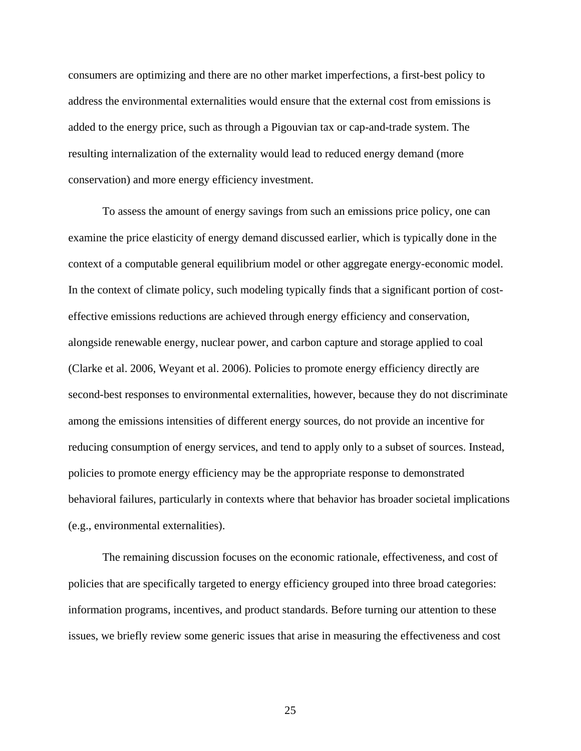consumers are optimizing and there are no other market imperfections, a first-best policy to address the environmental externalities would ensure that the external cost from emissions is added to the energy price, such as through a Pigouvian tax or cap-and-trade system. The resulting internalization of the externality would lead to reduced energy demand (more conservation) and more energy efficiency investment.

To assess the amount of energy savings from such an emissions price policy, one can examine the price elasticity of energy demand discussed earlier, which is typically done in the context of a computable general equilibrium model or other aggregate energy-economic model. In the context of climate policy, such modeling typically finds that a significant portion of cost-effective emissions reductions are achieved through energy efficiency and conservation, alongside renewable energy, nuclear power, and carbon capture and storage applied to coal (Clarke et al. 2006, Weyant et al. 2006). Policies to promote energy efficiency directly are second-best responses to environmental externalities, however, because they do not discriminate among the emissions intensities of different energy sources, do not provide an incentive for reducing consumption of energy services, and tend to apply only to a subset of sources. Instead, policies to promote energy efficiency may be the appropriate response to demonstrated behavioral failures, particularly in contexts where that behavior has broader societal implications (e.g., environmental externalities).

The remaining discussion focuses on the economic rationale, effectiveness, and cost of policies that are specifically targeted to energy efficiency grouped into three broad categories: information programs, incentives, and product standards. Before turning our attention to these issues, we briefly review some generic issues that arise in measuring the effectiveness and cost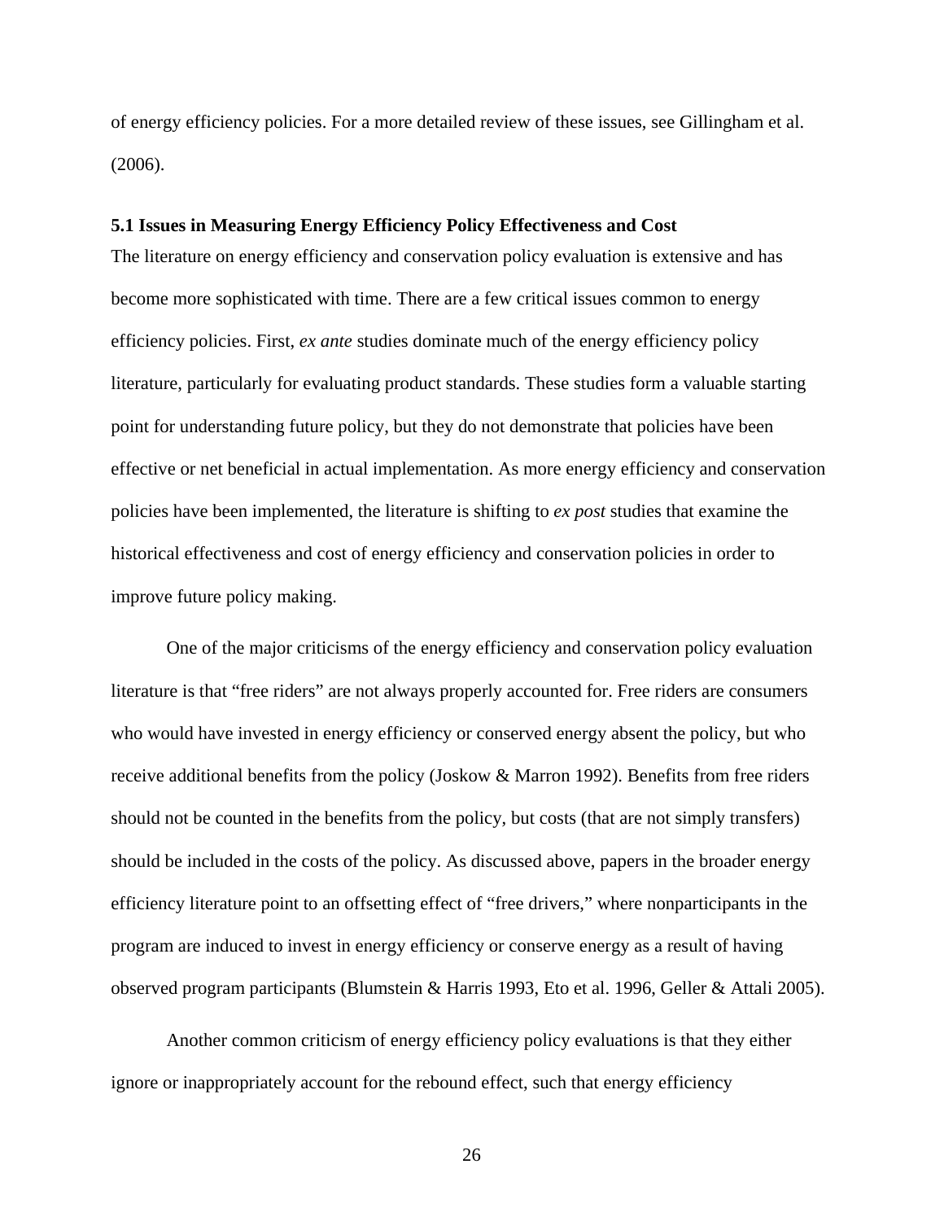of energy efficiency policies. For a more detailed review of these issues, see Gillingham et al. (2006).

### 5.1 Issues in Measuring Energy Efficiency Policy Effectiveness and Cost

The literature on energy efficiency and conservation policy evaluation is extensive and has become more sophisticated with time. There are a few critical issues common to energy efficiency policies. First, *ex ante* studies dominate much of the energy efficiency policy literature, particularly for evaluating product standards. These studies form a valuable starting point for understanding future policy, but they do not demonstrate that policies have been effective or net beneficial in actual implementation. As more energy efficiency and conservation policies have been implemented, the literature is shifting to *ex post* studies that examine the historical effectiveness and cost of energy efficiency and conservation policies in order to improve future policy making.

One of the major criticisms of the energy efficiency and conservation policy evaluation literature is that "free riders" are not always properly accounted for. Free riders are consumers who would have invested in energy efficiency or conserved energy absent the policy, but who receive additional benefits from the policy (Joskow & Marron 1992). Benefits from free riders should not be counted in the benefits from the policy, but costs (that are not simply transfers) should be included in the costs of the policy. As discussed above, papers in the broader energy efficiency literature point to an offsetting effect of "free drivers," where nonparticipants in the program are induced to invest in energy efficiency or conserve energy as a result of having observed program participants (Blumstein & Harris 1993, Eto et al. 1996, Geller & Attali 2005).

Another common criticism of energy efficiency policy evaluations is that they either ignore or inappropriately account for the rebound effect, such that energy efficiency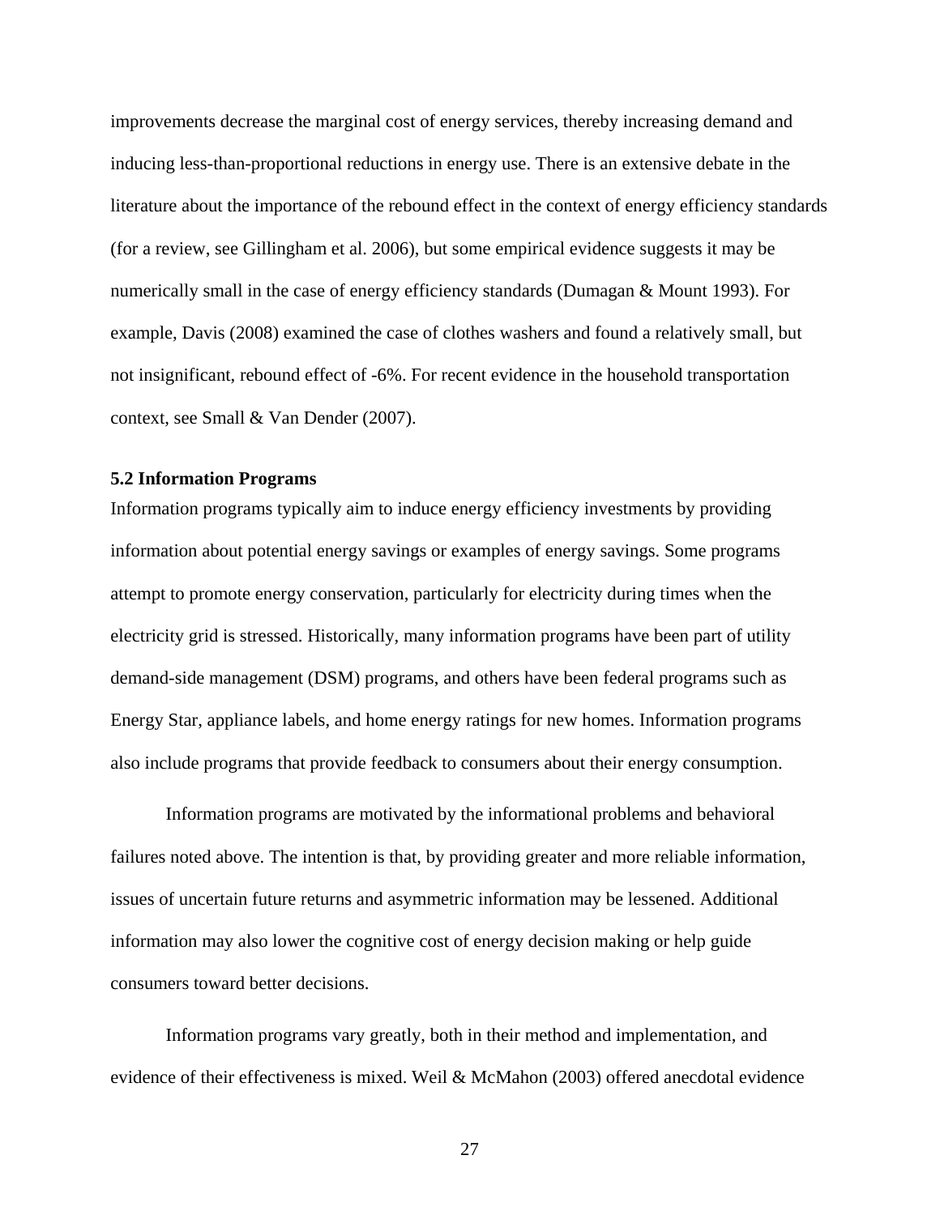improvements decrease the marginal cost of energy services, thereby increasing demand and inducing less-than-proportional reductions in energy use. There is an extensive debate in the literature about the importance of the rebound effect in the context of energy efficiency standards (for a review, see Gillingham et al. 2006), but some empirical evidence suggests it may be numerically small in the case of energy efficiency standards (Dumagan & Mount 1993). For example, Davis (2008) examined the case of clothes washers and found a relatively small, but not insignificant, rebound effect of -6%. For recent evidence in the household transportation context, see Small & Van Dender (2007).

### 5.2 Information Programs

Information programs typically aim to induce energy efficiency investments by providing information about potential energy savings or examples of energy savings. Some programs attempt to promote energy conservation, particularly for electricity during times when the electricity grid is stressed. Historically, many information programs have been part of utility demand-side management (DSM) programs, and others have been federal programs such as Energy Star, appliance labels, and home energy ratings for new homes. Information programs also include programs that provide feedback to consumers about their energy consumption.

Information programs are motivated by the informational problems and behavioral failures noted above. The intention is that, by providing greater and more reliable information, issues of uncertain future returns and asymmetric information may be lessened. Additional information may also lower the cognitive cost of energy decision making or help guide consumers toward better decisions.

Information programs vary greatly, both in their method and implementation, and evidence of their effectiveness is mixed. Weil & McMahon (2003) offered anecdotal evidence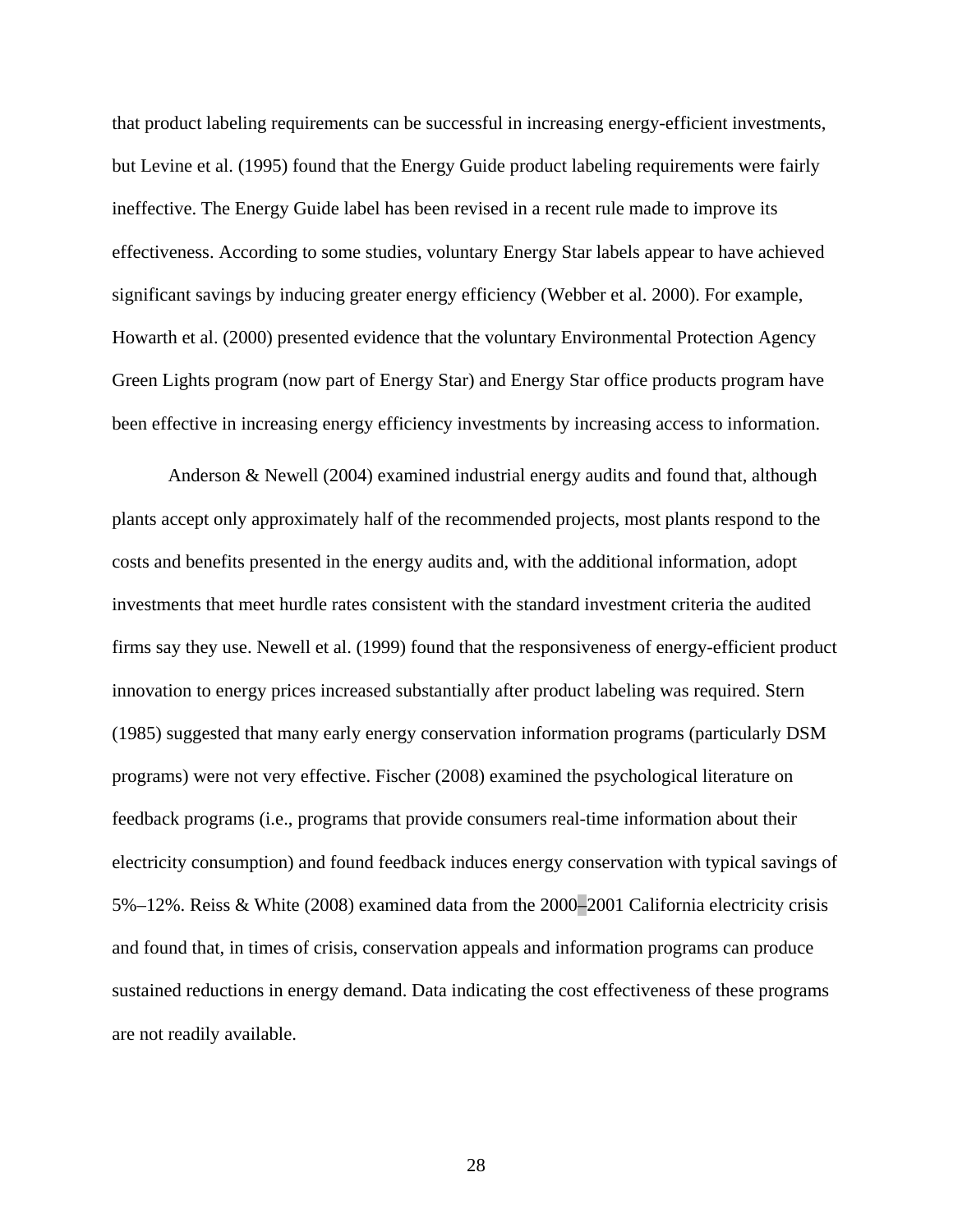that product labeling requirements can be successful in increasing energy-efficient investments, but Levine et al. (1995) found that the Energy Guide product labeling requirements were fairly ineffective. The Energy Guide label has been revised in a recent rule made to improve its effectiveness. According to some studies, voluntary Energy Star labels appear to have achieved significant savings by inducing greater energy efficiency (Webber et al. 2000). For example, Howarth et al. (2000) presented evidence that the voluntary Environmental Protection Agency Green Lights program (now part of Energy Star) and Energy Star office products program have been effective in increasing energy efficiency investments by increasing access to information.

Anderson & Newell (2004) examined industrial energy audits and found that, although plants accept only approximately half of the recommended projects, most plants respond to the costs and benefits presented in the energy audits and, with the additional information, adopt investments that meet hurdle rates consistent with the standard investment criteria the audited firms say they use. Newell et al. (1999) found that the responsiveness of energy-efficient product innovation to energy prices increased substantially after product labeling was required. Stern (1985) suggested that many early energy conservation information programs (particularly DSM programs) were not very effective. Fischer (2008) examined the psychological literature on feedback programs (i.e., programs that provide consumers real-time information about their electricity consumption) and found feedback induces energy conservation with typical savings of 5%–12%. Reiss & White (2008) examined data from the 2000–2001 California electricity crisis and found that, in times of crisis, conservation appeals and information programs can produce sustained reductions in energy demand. Data indicating the cost effectiveness of these programs are not readily available.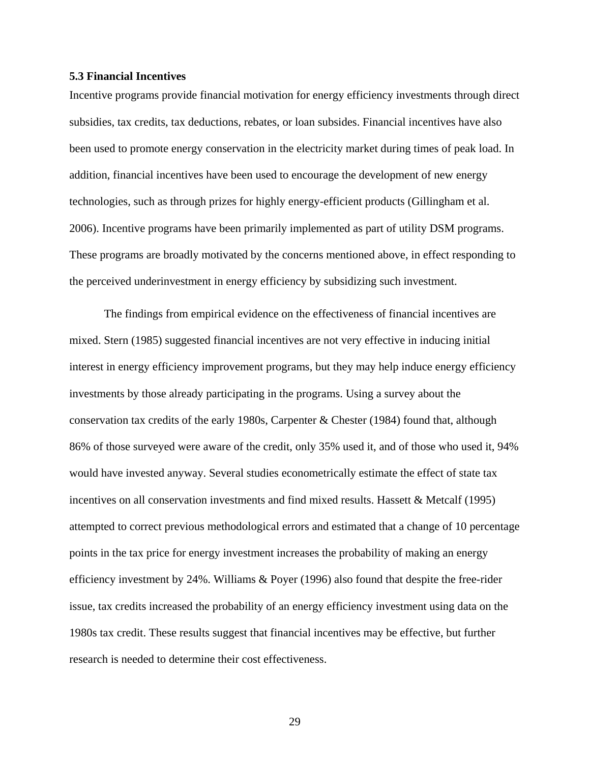### 5.3 Financial Incentives

Incentive programs provide financial motivation for energy efficiency investments through direct subsidies, tax credits, tax deductions, rebates, or loan subsides. Financial incentives have also been used to promote energy conservation in the electricity market during times of peak load. In addition, financial incentives have been used to encourage the development of new energy technologies, such as through prizes for highly energy-efficient products (Gillingham et al. 2006). Incentive programs have been primarily implemented as part of utility DSM programs. These programs are broadly motivated by the concerns mentioned above, in effect responding to the perceived underinvestment in energy efficiency by subsidizing such investment.

The findings from empirical evidence on the effectiveness of financial incentives are mixed. Stern (1985) suggested financial incentives are not very effective in inducing initial interest in energy efficiency improvement programs, but they may help induce energy efficiency investments by those already participating in the programs. Using a survey about the conservation tax credits of the early 1980s, Carpenter & Chester (1984) found that, although 86% of those surveyed were aware of the credit, only 35% used it, and of those who used it, 94% would have invested anyway. Several studies econometrically estimate the effect of state tax incentives on all conservation investments and find mixed results. Hassett & Metcalf (1995) attempted to correct previous methodological errors and estimated that a change of 10 percentage points in the tax price for energy investment increases the probability of making an energy efficiency investment by 24%. Williams & Poyer (1996) also found that despite the free-rider issue, tax credits increased the probability of an energy efficiency investment using data on the 1980s tax credit. These results suggest that financial incentives may be effective, but further research is needed to determine their cost effectiveness.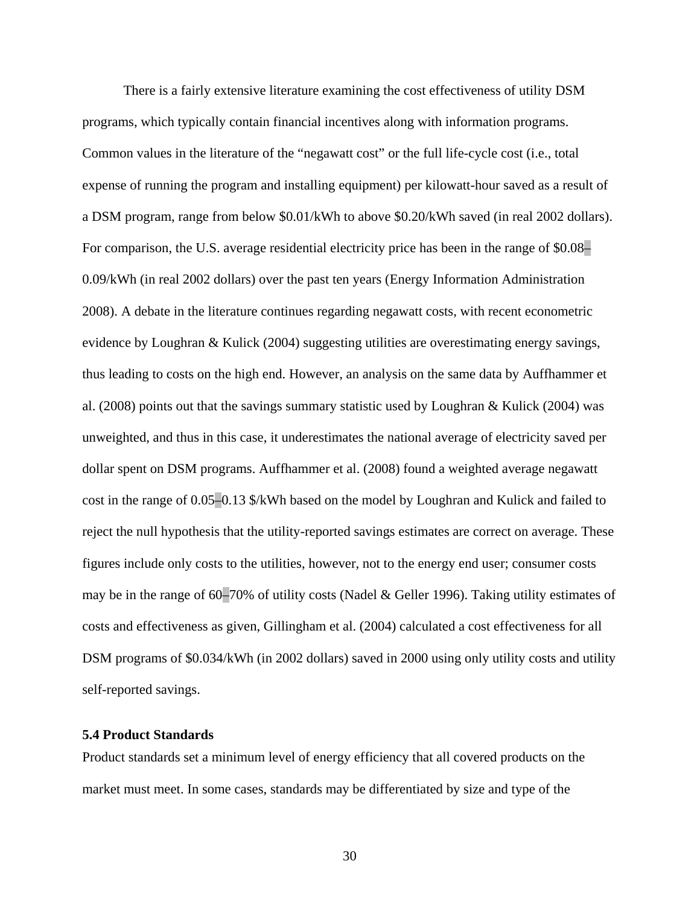There is a fairly extensive literature examining the cost effectiveness of utility DSM programs, which typically contain financial incentives along with information programs. Common values in the literature of the "negawatt cost" or the full life-cycle cost (i.e., total expense of running the program and installing equipment) per kilowatt-hour saved as a result of a DSM program, range from below $0.01/kWh to above $0.20/kWh saved (in real 2002 dollars). For comparison, the U.S. average residential electricity price has been in the range of $0.08–0.09/kWh (in real 2002 dollars) over the past ten years (Energy Information Administration 2008). A debate in the literature continues regarding negawatt costs, with recent econometric evidence by Loughran & Kulick (2004) suggesting utilities are overestimating energy savings, thus leading to costs on the high end. However, an analysis on the same data by Auffhammer et al. (2008) points out that the savings summary statistic used by Loughran & Kulick (2004) was unweighted, and thus in this case, it underestimates the national average of electricity saved per dollar spent on DSM programs. Auffhammer et al. (2008) found a weighted average negawatt cost in the range of 0.05–0.13 $/kWh based on the model by Loughran and Kulick and failed to reject the null hypothesis that the utility-reported savings estimates are correct on average. These figures include only costs to the utilities, however, not to the energy end user; consumer costs may be in the range of 60–70% of utility costs (Nadel & Geller 1996). Taking utility estimates of costs and effectiveness as given, Gillingham et al. (2004) calculated a cost effectiveness for all DSM programs of $0.034/kWh (in 2002 dollars) saved in 2000 using only utility costs and utility self-reported savings.

### 5.4 Product Standards

Product standards set a minimum level of energy efficiency that all covered products on the market must meet. In some cases, standards may be differentiated by size and type of the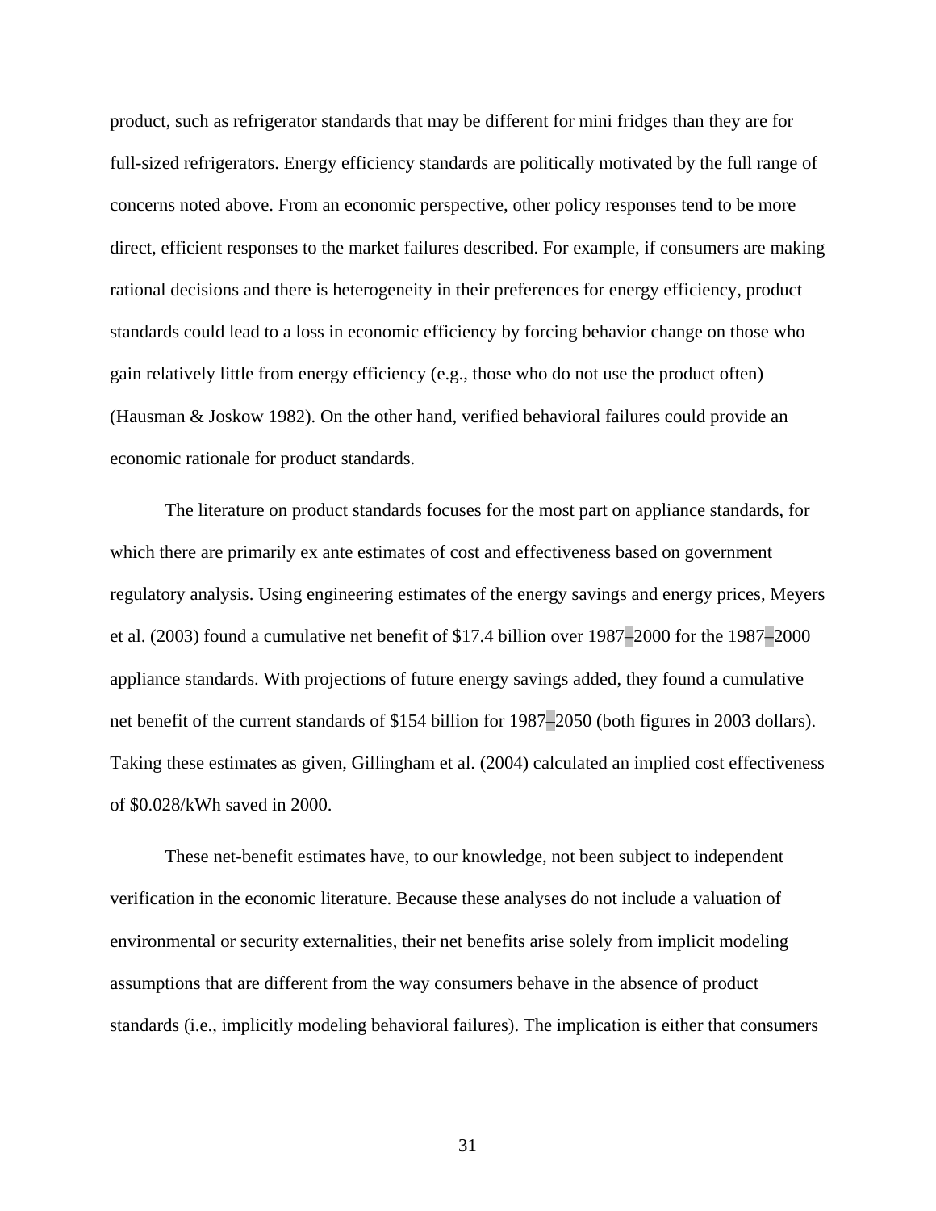product, such as refrigerator standards that may be different for mini fridges than they are for full-sized refrigerators. Energy efficiency standards are politically motivated by the full range of concerns noted above. From an economic perspective, other policy responses tend to be more direct, efficient responses to the market failures described. For example, if consumers are making rational decisions and there is heterogeneity in their preferences for energy efficiency, product standards could lead to a loss in economic efficiency by forcing behavior change on those who gain relatively little from energy efficiency (e.g., those who do not use the product often) (Hausman & Joskow 1982). On the other hand, verified behavioral failures could provide an economic rationale for product standards.

The literature on product standards focuses for the most part on appliance standards, for which there are primarily ex ante estimates of cost and effectiveness based on government regulatory analysis. Using engineering estimates of the energy savings and energy prices, Meyers et al. (2003) found a cumulative net benefit of $17.4 billion over 1987–2000 for the 1987–2000 appliance standards. With projections of future energy savings added, they found a cumulative net benefit of the current standards of $154 billion for 1987–2050 (both figures in 2003 dollars). Taking these estimates as given, Gillingham et al. (2004) calculated an implied cost effectiveness of $0.028/kWh saved in 2000.

These net-benefit estimates have, to our knowledge, not been subject to independent verification in the economic literature. Because these analyses do not include a valuation of environmental or security externalities, their net benefits arise solely from implicit modeling assumptions that are different from the way consumers behave in the absence of product standards (i.e., implicitly modeling behavioral failures). The implication is either that consumers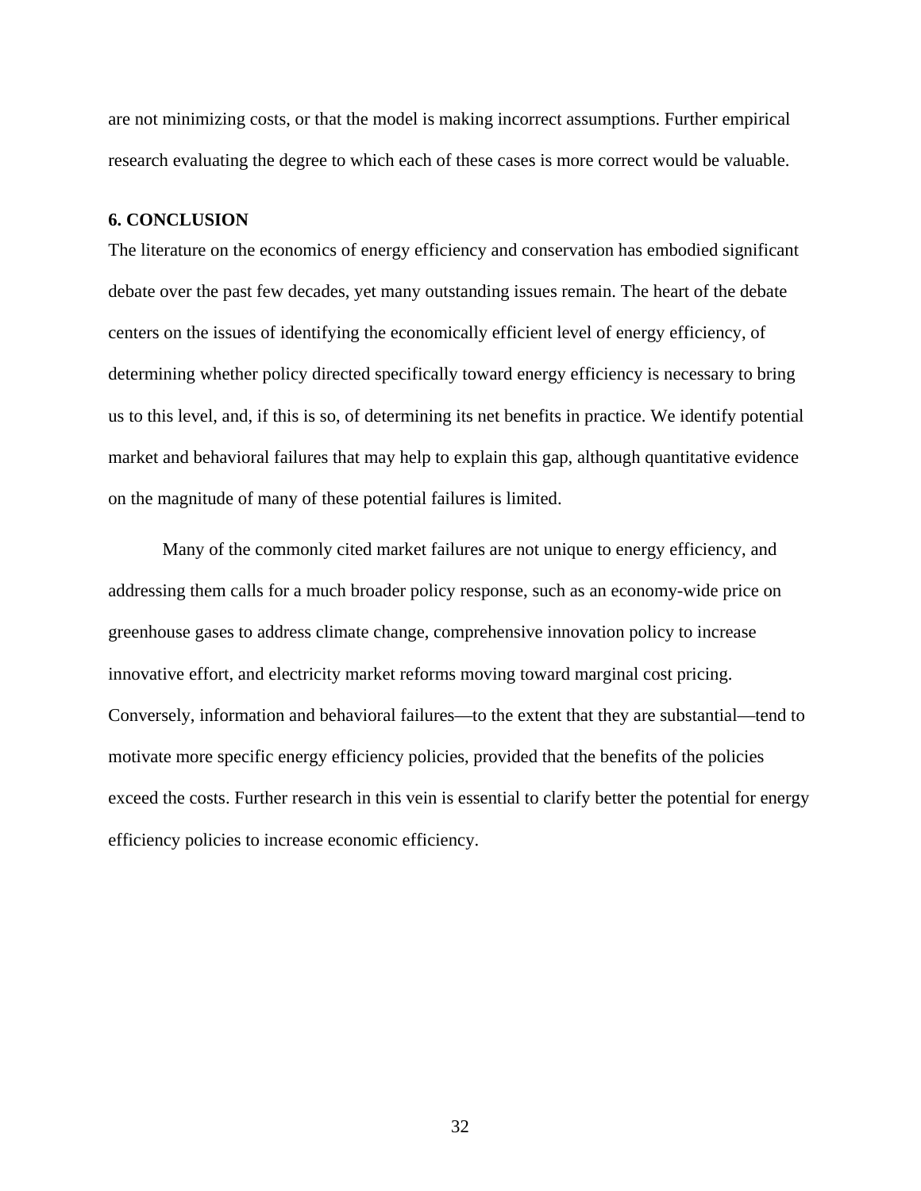are not minimizing costs, or that the model is making incorrect assumptions. Further empirical research evaluating the degree to which each of these cases is more correct would be valuable.

## 6. CONCLUSION

The literature on the economics of energy efficiency and conservation has embodied significant debate over the past few decades, yet many outstanding issues remain. The heart of the debate centers on the issues of identifying the economically efficient level of energy efficiency, of determining whether policy directed specifically toward energy efficiency is necessary to bring us to this level, and, if this is so, of determining its net benefits in practice. We identify potential market and behavioral failures that may help to explain this gap, although quantitative evidence on the magnitude of many of these potential failures is limited.

Many of the commonly cited market failures are not unique to energy efficiency, and addressing them calls for a much broader policy response, such as an economy-wide price on greenhouse gases to address climate change, comprehensive innovation policy to increase innovative effort, and electricity market reforms moving toward marginal cost pricing. Conversely, information and behavioral failures—to the extent that they are substantial—tend to motivate more specific energy efficiency policies, provided that the benefits of the policies exceed the costs. Further research in this vein is essential to clarify better the potential for energy efficiency policies to increase economic efficiency.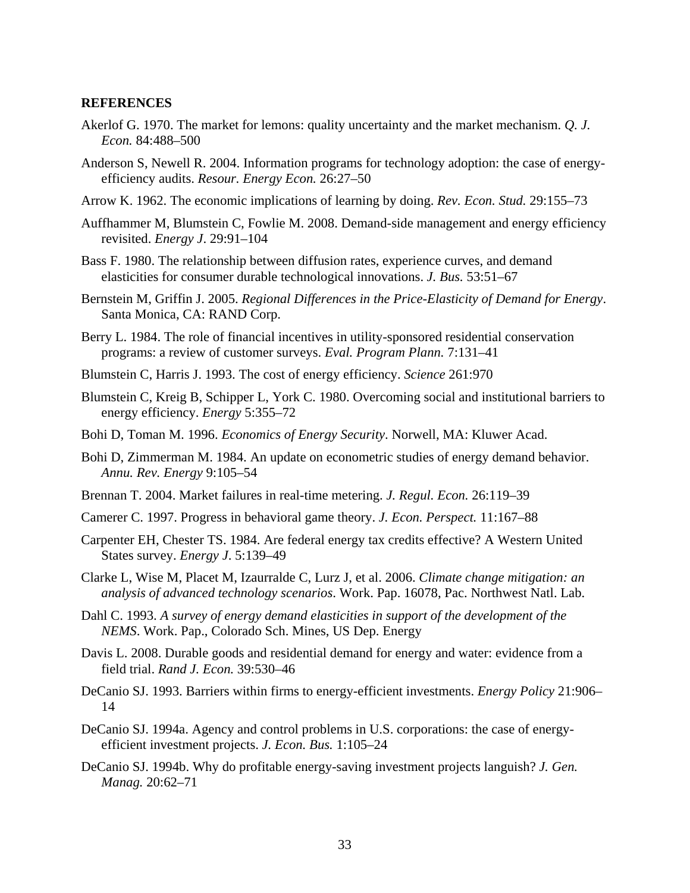**REFERENCES**

Akerlof G. 1970. The market for lemons: quality uncertainty and the market mechanism. *Q. J. Econ.* 84:488–500

Anderson S, Newell R. 2004. Information programs for technology adoption: the case of energy-efficiency audits. *Resour. Energy Econ.* 26:27–50

Arrow K. 1962. The economic implications of learning by doing. *Rev. Econ. Stud.* 29:155–73

Auffhammer M, Blumstein C, Fowlie M. 2008. Demand-side management and energy efficiency revisited. *Energy J*. 29:91–104

Bass F. 1980. The relationship between diffusion rates, experience curves, and demand elasticities for consumer durable technological innovations. *J. Bus.* 53:51–67

Bernstein M, Griffin J. 2005. *Regional Differences in the Price-Elasticity of Demand for Energy*. Santa Monica, CA: RAND Corp.

Berry L. 1984. The role of financial incentives in utility-sponsored residential conservation programs: a review of customer surveys. *Eval. Program Plann.* 7:131–41

Blumstein C, Harris J. 1993. The cost of energy efficiency. *Science* 261:970

Blumstein C, Kreig B, Schipper L, York C. 1980. Overcoming social and institutional barriers to energy efficiency. *Energy* 5:355–72

Bohi D, Toman M. 1996. *Economics of Energy Security*. Norwell, MA: Kluwer Acad.

Bohi D, Zimmerman M. 1984. An update on econometric studies of energy demand behavior. *Annu. Rev. Energy* 9:105–54

Brennan T. 2004. Market failures in real-time metering. *J. Regul. Econ.* 26:119–39

Camerer C. 1997. Progress in behavioral game theory. *J. Econ. Perspect.* 11:167–88

Carpenter EH, Chester TS. 1984. Are federal energy tax credits effective? A Western United States survey. *Energy J*. 5:139–49

Clarke L, Wise M, Placet M, Izaurralde C, Lurz J, et al. 2006. *Climate change mitigation: an analysis of advanced technology scenarios*. Work. Pap. 16078, Pac. Northwest Natl. Lab.

Dahl C. 1993. *A survey of energy demand elasticities in support of the development of the NEMS*. Work. Pap., Colorado Sch. Mines, US Dep. Energy

Davis L. 2008. Durable goods and residential demand for energy and water: evidence from a field trial. *Rand J. Econ.* 39:530–46

DeCanio SJ. 1993. Barriers within firms to energy-efficient investments. *Energy Policy* 21:906–14

DeCanio SJ. 1994a. Agency and control problems in U.S. corporations: the case of energy-efficient investment projects. *J. Econ. Bus.* 1:105–24

DeCanio SJ. 1994b. Why do profitable energy-saving investment projects languish? *J. Gen. Manag.* 20:62–71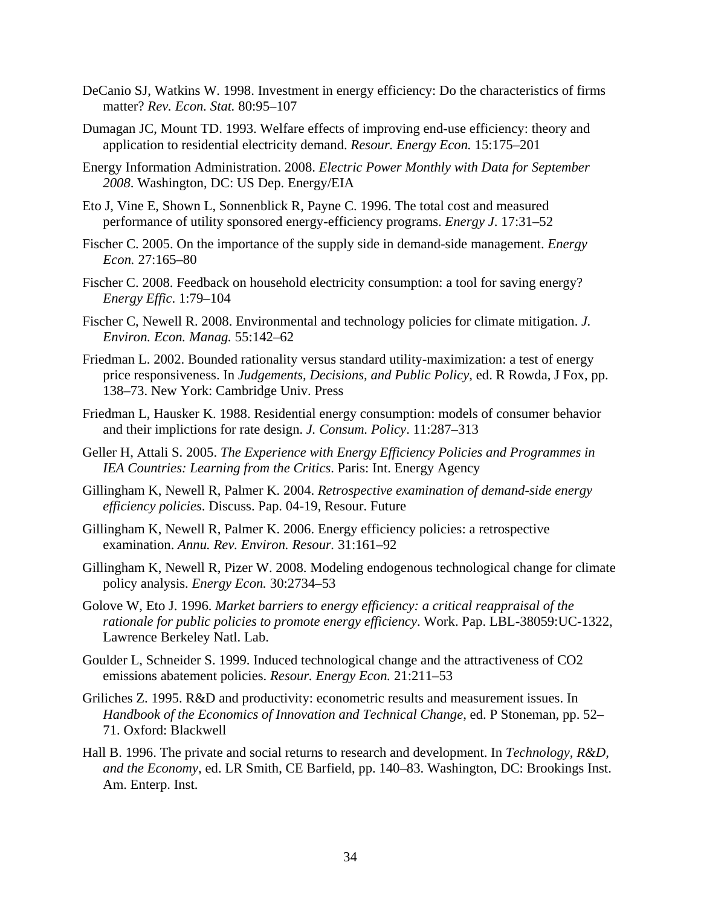DeCanio SJ, Watkins W. 1998. Investment in energy efficiency: Do the characteristics of firms matter? *Rev. Econ. Stat.* 80:95–107

Dumagan JC, Mount TD. 1993. Welfare effects of improving end-use efficiency: theory and application to residential electricity demand. *Resour. Energy Econ.* 15:175–201

Energy Information Administration. 2008. *Electric Power Monthly with Data for September 2008*. Washington, DC: US Dep. Energy/EIA

Eto J, Vine E, Shown L, Sonnenblick R, Payne C. 1996. The total cost and measured performance of utility sponsored energy-efficiency programs. *Energy J*. 17:31–52

Fischer C. 2005. On the importance of the supply side in demand-side management. *Energy Econ.* 27:165–80

Fischer C. 2008. Feedback on household electricity consumption: a tool for saving energy? *Energy Effic*. 1:79–104

Fischer C, Newell R. 2008. Environmental and technology policies for climate mitigation. *J. Environ. Econ. Manag.* 55:142–62

Friedman L. 2002. Bounded rationality versus standard utility-maximization: a test of energy price responsiveness. In *Judgements, Decisions, and Public Policy*, ed. R Rowda, J Fox, pp. 138–73. New York: Cambridge Univ. Press

Friedman L, Hausker K. 1988. Residential energy consumption: models of consumer behavior and their implictions for rate design. *J. Consum. Policy*. 11:287–313

Geller H, Attali S. 2005. *The Experience with Energy Efficiency Policies and Programmes in IEA Countries: Learning from the Critics*. Paris: Int. Energy Agency

Gillingham K, Newell R, Palmer K. 2004. *Retrospective examination of demand-side energy efficiency policies*. Discuss. Pap. 04-19, Resour. Future

Gillingham K, Newell R, Palmer K. 2006. Energy efficiency policies: a retrospective examination. *Annu. Rev. Environ. Resour.* 31:161–92

Gillingham K, Newell R, Pizer W. 2008. Modeling endogenous technological change for climate policy analysis. *Energy Econ.* 30:2734–53

Golove W, Eto J. 1996. *Market barriers to energy efficiency: a critical reappraisal of the rationale for public policies to promote energy efficiency*. Work. Pap. LBL-38059:UC-1322, Lawrence Berkeley Natl. Lab.

Goulder L, Schneider S. 1999. Induced technological change and the attractiveness of CO2 emissions abatement policies. *Resour. Energy Econ.* 21:211–53

Griliches Z. 1995. R&D and productivity: econometric results and measurement issues. In *Handbook of the Economics of Innovation and Technical Change*, ed. P Stoneman, pp. 52–71. Oxford: Blackwell

Hall B. 1996. The private and social returns to research and development. In *Technology, R&D, and the Economy*, ed. LR Smith, CE Barfield, pp. 140–83. Washington, DC: Brookings Inst. Am. Enterp. Inst.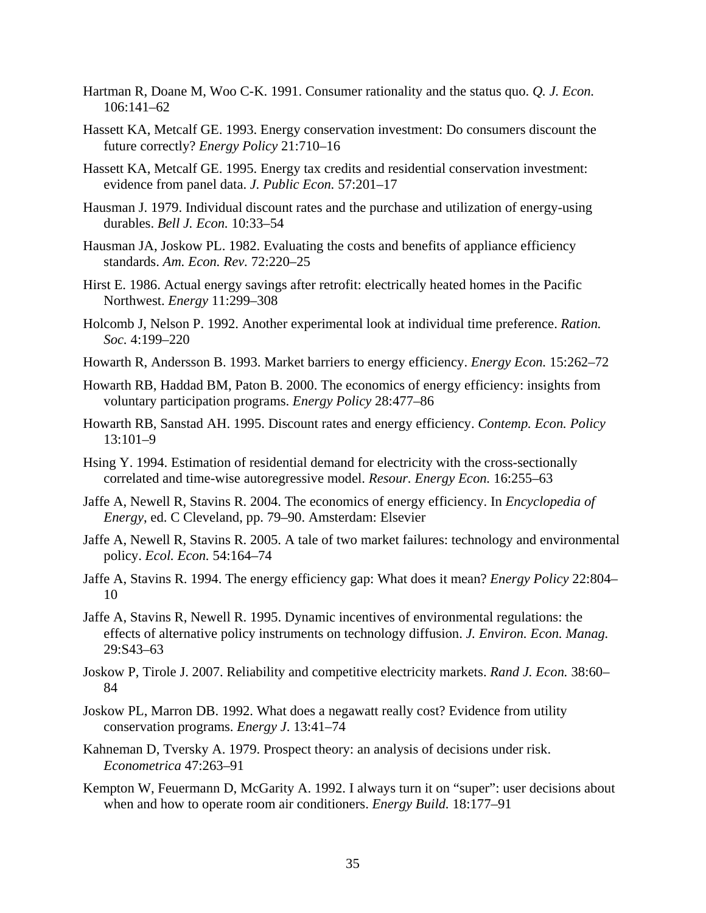Hartman R, Doane M, Woo C-K. 1991. Consumer rationality and the status quo. *Q. J. Econ.* 106:141–62

Hassett KA, Metcalf GE. 1993. Energy conservation investment: Do consumers discount the future correctly? *Energy Policy* 21:710–16

Hassett KA, Metcalf GE. 1995. Energy tax credits and residential conservation investment: evidence from panel data. *J. Public Econ.* 57:201–17

Hausman J. 1979. Individual discount rates and the purchase and utilization of energy-using durables. *Bell J. Econ.* 10:33–54

Hausman JA, Joskow PL. 1982. Evaluating the costs and benefits of appliance efficiency standards. *Am. Econ. Rev.* 72:220–25

Hirst E. 1986. Actual energy savings after retrofit: electrically heated homes in the Pacific Northwest. *Energy* 11:299–308

Holcomb J, Nelson P. 1992. Another experimental look at individual time preference. *Ration. Soc.* 4:199–220

Howarth R, Andersson B. 1993. Market barriers to energy efficiency. *Energy Econ.* 15:262–72

Howarth RB, Haddad BM, Paton B. 2000. The economics of energy efficiency: insights from voluntary participation programs. *Energy Policy* 28:477–86

Howarth RB, Sanstad AH. 1995. Discount rates and energy efficiency. *Contemp. Econ. Policy* 13:101–9

Hsing Y. 1994. Estimation of residential demand for electricity with the cross-sectionally correlated and time-wise autoregressive model. *Resour. Energy Econ.* 16:255–63

Jaffe A, Newell R, Stavins R. 2004. The economics of energy efficiency. In *Encyclopedia of Energy*, ed. C Cleveland, pp. 79–90. Amsterdam: Elsevier

Jaffe A, Newell R, Stavins R. 2005. A tale of two market failures: technology and environmental policy. *Ecol. Econ.* 54:164–74

Jaffe A, Stavins R. 1994. The energy efficiency gap: What does it mean? *Energy Policy* 22:804–10

Jaffe A, Stavins R, Newell R. 1995. Dynamic incentives of environmental regulations: the effects of alternative policy instruments on technology diffusion. *J. Environ. Econ. Manag.* 29:S43–63

Joskow P, Tirole J. 2007. Reliability and competitive electricity markets. *Rand J. Econ.* 38:60–84

Joskow PL, Marron DB. 1992. What does a negawatt really cost? Evidence from utility conservation programs. *Energy J*. 13:41–74

Kahneman D, Tversky A. 1979. Prospect theory: an analysis of decisions under risk. *Econometrica* 47:263–91

Kempton W, Feuermann D, McGarity A. 1992. I always turn it on "super": user decisions about when and how to operate room air conditioners. *Energy Build.* 18:177–91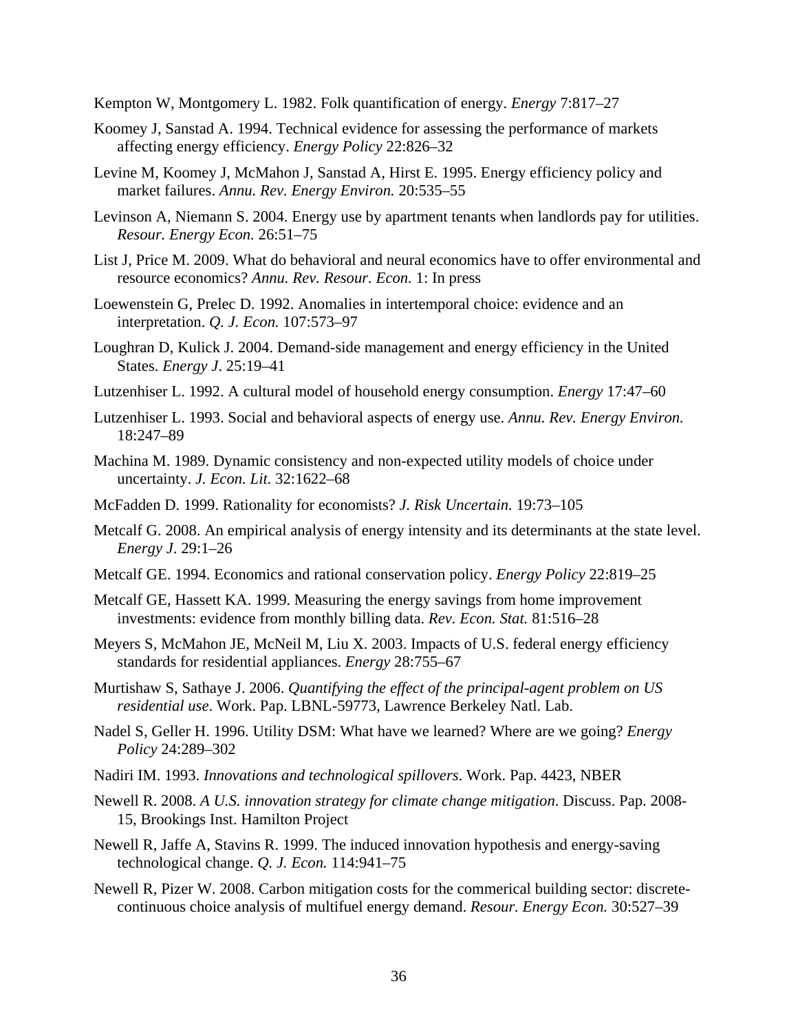Kempton W, Montgomery L. 1982. Folk quantification of energy. *Energy* 7:817–27

Koomey J, Sanstad A. 1994. Technical evidence for assessing the performance of markets affecting energy efficiency. *Energy Policy* 22:826–32

Levine M, Koomey J, McMahon J, Sanstad A, Hirst E. 1995. Energy efficiency policy and market failures. *Annu. Rev. Energy Environ.* 20:535–55

Levinson A, Niemann S. 2004. Energy use by apartment tenants when landlords pay for utilities. *Resour. Energy Econ.* 26:51–75

List J, Price M. 2009. What do behavioral and neural economics have to offer environmental and resource economics? *Annu. Rev. Resour. Econ.* 1: In press

Loewenstein G, Prelec D. 1992. Anomalies in intertemporal choice: evidence and an interpretation. *Q. J. Econ.* 107:573–97

Loughran D, Kulick J. 2004. Demand-side management and energy efficiency in the United States. *Energy J*. 25:19–41

Lutzenhiser L. 1992. A cultural model of household energy consumption. *Energy* 17:47–60

Lutzenhiser L. 1993. Social and behavioral aspects of energy use. *Annu. Rev. Energy Environ.* 18:247–89

Machina M. 1989. Dynamic consistency and non-expected utility models of choice under uncertainty. *J. Econ. Lit.* 32:1622–68

McFadden D. 1999. Rationality for economists? *J. Risk Uncertain.* 19:73–105

Metcalf G. 2008. An empirical analysis of energy intensity and its determinants at the state level. *Energy J*. 29:1–26

Metcalf GE. 1994. Economics and rational conservation policy. *Energy Policy* 22:819–25

Metcalf GE, Hassett KA. 1999. Measuring the energy savings from home improvement investments: evidence from monthly billing data. *Rev. Econ. Stat.* 81:516–28

Meyers S, McMahon JE, McNeil M, Liu X. 2003. Impacts of U.S. federal energy efficiency standards for residential appliances. *Energy* 28:755–67

Murtishaw S, Sathaye J. 2006. *Quantifying the effect of the principal-agent problem on US residential use*. Work. Pap. LBNL-59773, Lawrence Berkeley Natl. Lab.

Nadel S, Geller H. 1996. Utility DSM: What have we learned? Where are we going? *Energy Policy* 24:289–302

Nadiri IM. 1993. *Innovations and technological spillovers*. Work. Pap. 4423, NBER

Newell R. 2008. *A U.S. innovation strategy for climate change mitigation*. Discuss. Pap. 2008-15, Brookings Inst. Hamilton Project

Newell R, Jaffe A, Stavins R. 1999. The induced innovation hypothesis and energy-saving technological change. *Q. J. Econ.* 114:941–75

Newell R, Pizer W. 2008. Carbon mitigation costs for the commerical building sector: discrete-continuous choice analysis of multifuel energy demand. *Resour. Energy Econ.* 30:527–39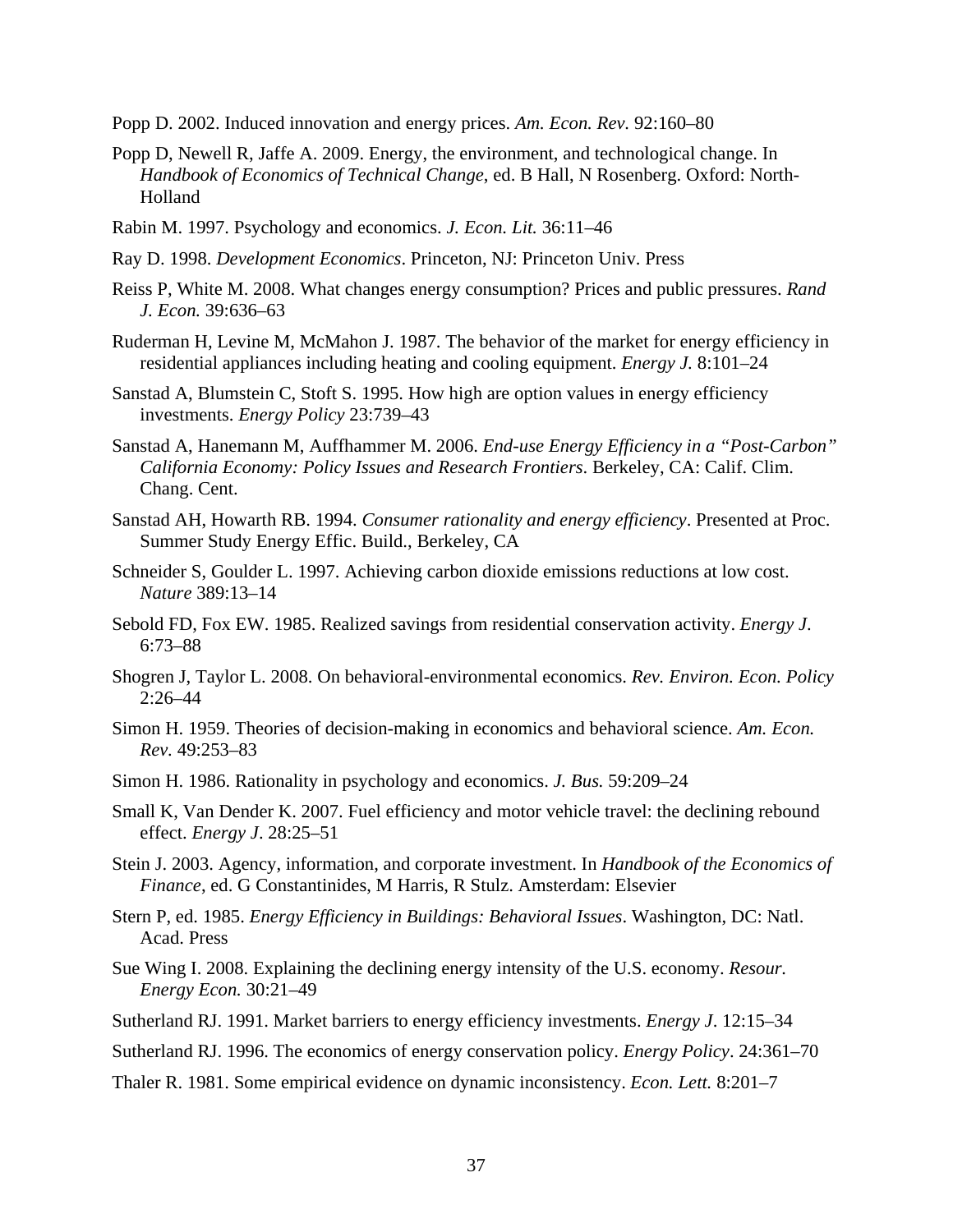Popp D. 2002. Induced innovation and energy prices. *Am. Econ. Rev.* 92:160–80

Popp D, Newell R, Jaffe A. 2009. Energy, the environment, and technological change. In *Handbook of Economics of Technical Change*, ed. B Hall, N Rosenberg. Oxford: North-Holland

Rabin M. 1997. Psychology and economics. *J. Econ. Lit.* 36:11–46

Ray D. 1998. *Development Economics*. Princeton, NJ: Princeton Univ. Press

Reiss P, White M. 2008. What changes energy consumption? Prices and public pressures. *Rand J. Econ.* 39:636–63

Ruderman H, Levine M, McMahon J. 1987. The behavior of the market for energy efficiency in residential appliances including heating and cooling equipment. *Energy J.* 8:101–24

Sanstad A, Blumstein C, Stoft S. 1995. How high are option values in energy efficiency investments. *Energy Policy* 23:739–43

Sanstad A, Hanemann M, Auffhammer M. 2006. *End-use Energy Efficiency in a "Post-Carbon" California Economy: Policy Issues and Research Frontiers*. Berkeley, CA: Calif. Clim. Chang. Cent.

Sanstad AH, Howarth RB. 1994. *Consumer rationality and energy efficiency*. Presented at Proc. Summer Study Energy Effic. Build., Berkeley, CA

Schneider S, Goulder L. 1997. Achieving carbon dioxide emissions reductions at low cost. *Nature* 389:13–14

Sebold FD, Fox EW. 1985. Realized savings from residential conservation activity. *Energy J.* 6:73–88

Shogren J, Taylor L. 2008. On behavioral-environmental economics. *Rev. Environ. Econ. Policy* 2:26–44

Simon H. 1959. Theories of decision-making in economics and behavioral science. *Am. Econ. Rev.* 49:253–83

Simon H. 1986. Rationality in psychology and economics. *J. Bus.* 59:209–24

Small K, Van Dender K. 2007. Fuel efficiency and motor vehicle travel: the declining rebound effect. *Energy J*. 28:25–51

Stein J. 2003. Agency, information, and corporate investment. In *Handbook of the Economics of Finance*, ed. G Constantinides, M Harris, R Stulz. Amsterdam: Elsevier

Stern P, ed. 1985. *Energy Efficiency in Buildings: Behavioral Issues*. Washington, DC: Natl. Acad. Press

Sue Wing I. 2008. Explaining the declining energy intensity of the U.S. economy. *Resour. Energy Econ.* 30:21–49

Sutherland RJ. 1991. Market barriers to energy efficiency investments. *Energy J*. 12:15–34

Sutherland RJ. 1996. The economics of energy conservation policy. *Energy Policy*. 24:361–70

Thaler R. 1981. Some empirical evidence on dynamic inconsistency. *Econ. Lett.* 8:201–7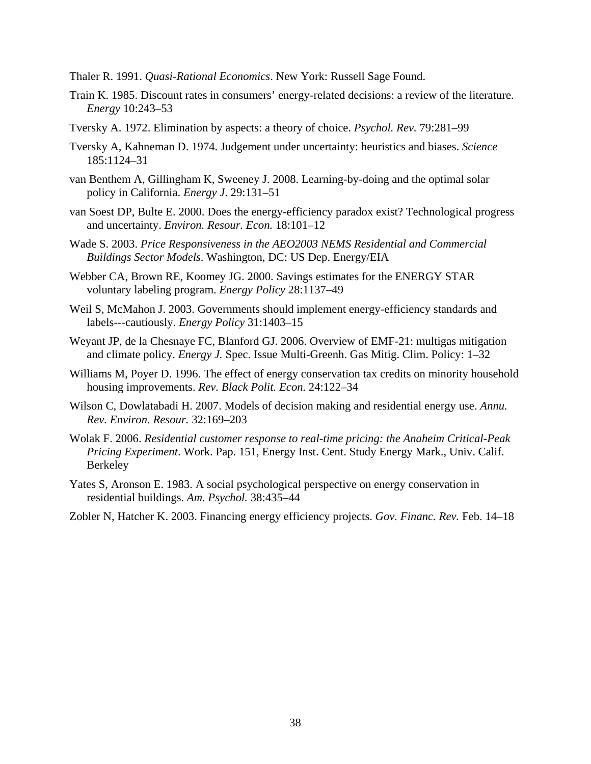Thaler R. 1991. *Quasi-Rational Economics*. New York: Russell Sage Found.

Train K. 1985. Discount rates in consumers' energy-related decisions: a review of the literature. *Energy* 10:243–53

Tversky A. 1972. Elimination by aspects: a theory of choice. *Psychol. Rev.* 79:281–99

Tversky A, Kahneman D. 1974. Judgement under uncertainty: heuristics and biases. *Science* 185:1124–31

van Benthem A, Gillingham K, Sweeney J. 2008. Learning-by-doing and the optimal solar policy in California. *Energy J.* 29:131–51

van Soest DP, Bulte E. 2000. Does the energy-efficiency paradox exist? Technological progress and uncertainty. *Environ. Resour. Econ.* 18:101–12

Wade S. 2003. *Price Responsiveness in the AEO2003 NEMS Residential and Commercial Buildings Sector Models*. Washington, DC: US Dep. Energy/EIA

Webber CA, Brown RE, Koomey JG. 2000. Savings estimates for the ENERGY STAR voluntary labeling program. *Energy Policy* 28:1137–49

Weil S, McMahon J. 2003. Governments should implement energy-efficiency standards and labels---cautiously. *Energy Policy* 31:1403–15

Weyant JP, de la Chesnaye FC, Blanford GJ. 2006. Overview of EMF-21: multigas mitigation and climate policy. *Energy J.* Spec. Issue Multi-Greenh. Gas Mitig. Clim. Policy: 1–32

Williams M, Poyer D. 1996. The effect of energy conservation tax credits on minority household housing improvements. *Rev. Black Polit. Econ.* 24:122–34

Wilson C, Dowlatabadi H. 2007. Models of decision making and residential energy use. *Annu. Rev. Environ. Resour.* 32:169–203

Wolak F. 2006. *Residential customer response to real-time pricing: the Anaheim Critical-Peak Pricing Experiment*. Work. Pap. 151, Energy Inst. Cent. Study Energy Mark., Univ. Calif. Berkeley

Yates S, Aronson E. 1983. A social psychological perspective on energy conservation in residential buildings. *Am. Psychol.* 38:435–44

Zobler N, Hatcher K. 2003. Financing energy efficiency projects. *Gov. Financ. Rev.* Feb. 14–18